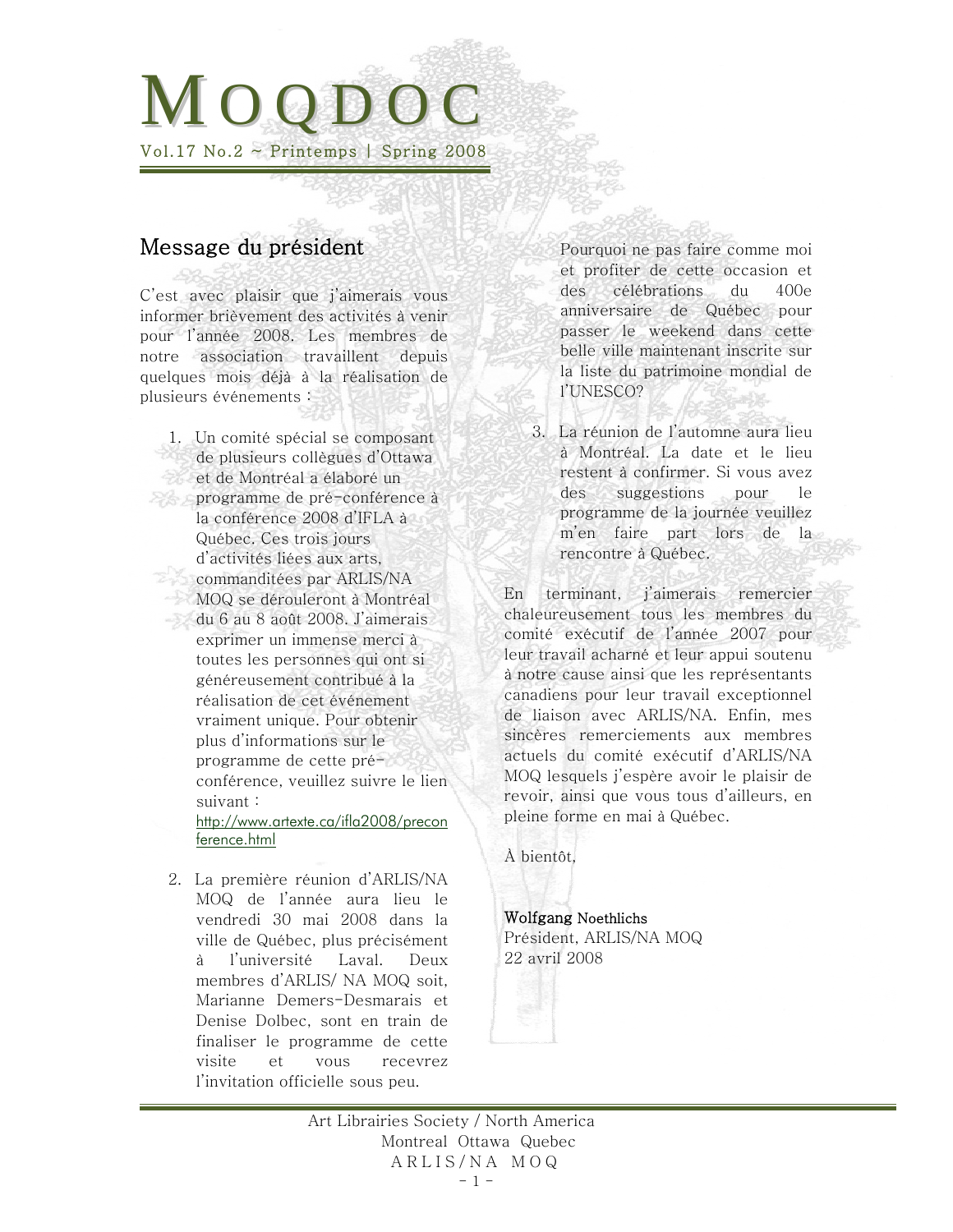# MOQDOC

Vol.17 No.2 ~ Printemps | Spring 2008

## Message du président

C'est avec plaisir que j'aimerais vous informer brièvement des activités à venir pour l'année 2008. Les membres de notre association travaillent depuis quelques mois déjà à la réalisation de plusieurs événements :

1. Un comité spécial se composant de plusieurs collègues d'Ottawa et de Montréal a élaboré un programme de pré-conférence à la conférence 2008 d'IFLA à Québec. Ces trois jours d'activités liées aux arts, commanditées par ARLIS/NA MOQ se dérouleront à Montréal du 6 au 8 août 2008. J'aimerais exprimer un immense merci à toutes les personnes qui ont si généreusement contribué à la réalisation de cet événement vraiment unique. Pour obtenir plus d'informations sur le programme de cette pré-conférence, veuillez suivre le lien suivant : http://www.artexte.ca/ifla2008/preconference.html

2. La première réunion d'ARLIS/NA MOQ de l'année aura lieu le vendredi 30 mai 2008 dans la ville de Québec, plus précisément à l'université Laval. Deux membres d'ARLIS/ NA MOQ soit, Marianne Demers-Desmarais et Denise Dolbec, sont en train de finaliser le programme de cette visite et vous recevrez l'invitation officielle sous peu.

   Pourquoi ne pas faire comme moi et profiter de cette occasion et des célébrations du 400e anniversaire de Québec pour passer le weekend dans cette belle ville maintenant inscrite sur la liste du patrimoine mondial de l'UNESCO?

3. La réunion de l'automne aura lieu à Montréal. La date et le lieu restent à confirmer. Si vous avez des suggestions pour le programme de la journée veuillez m'en faire part lors de la rencontre à Québec.

En terminant, j'aimerais remercier chaleureusement tous les membres du comité exécutif de l'année 2007 pour leur travail acharné et leur appui soutenu à notre cause ainsi que les représentants canadiens pour leur travail exceptionnel de liaison avec ARLIS/NA. Enfin, mes sincères remerciements aux membres actuels du comité exécutif d'ARLIS/NA MOQ lesquels j'espère avoir le plaisir de revoir, ainsi que vous tous d'ailleurs, en pleine forme en mai à Québec.

À bientôt,

**Wolfgang** Noethlichs
Président, ARLIS/NA MOQ
22 avril 2008

Art Librairies Society / North America
Montreal Ottawa Quebec
ARLIS/NA MOQ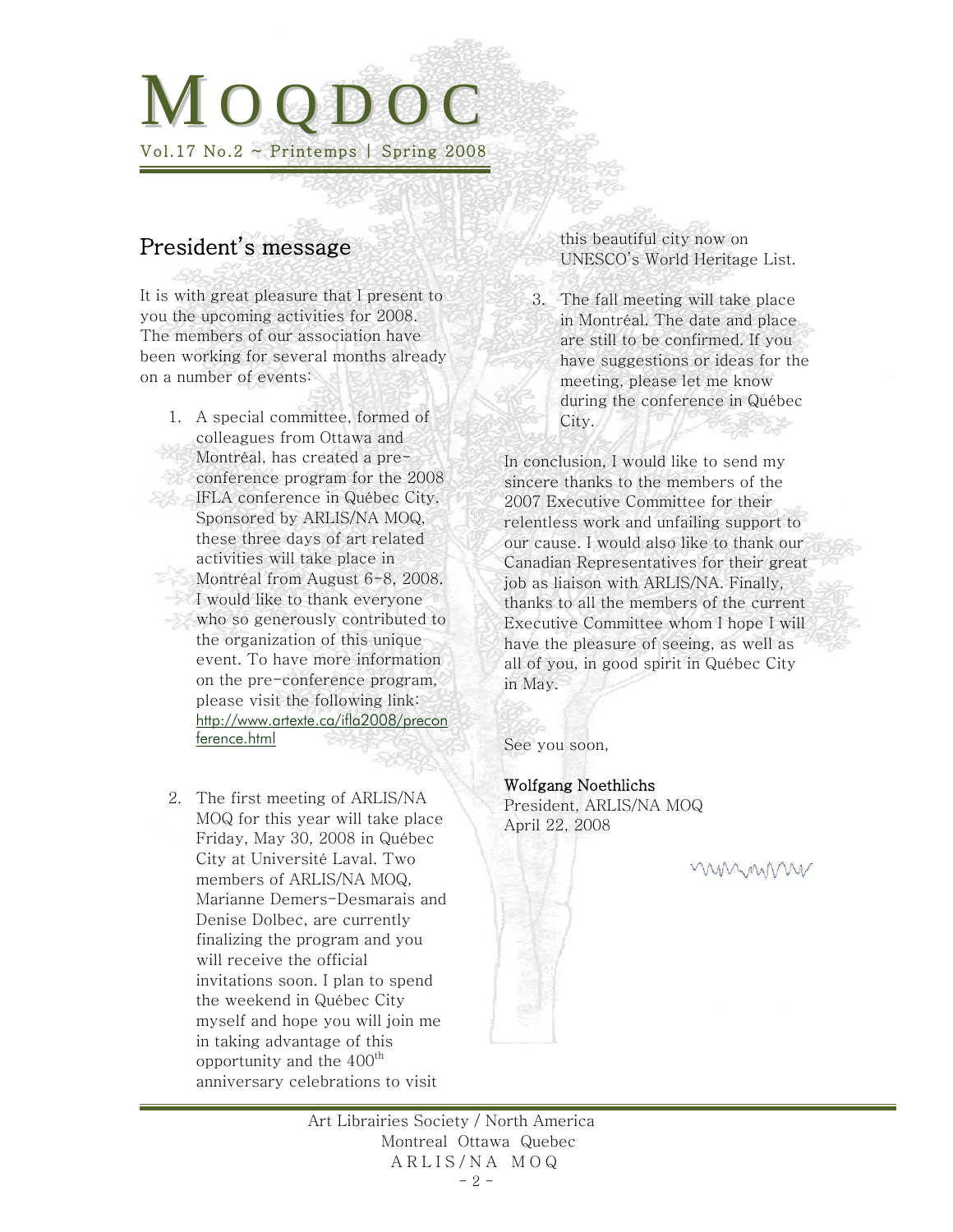# MOQDOC

Vol.17 No.2 ~ Printemps | Spring 2008

## President's message

It is with great pleasure that I present to you the upcoming activities for 2008. The members of our association have been working for several months already on a number of events:

1. A special committee, formed of colleagues from Ottawa and Montréal, has created a pre-conference program for the 2008 IFLA conference in Québec City. Sponsored by ARLIS/NA MOQ, these three days of art related activities will take place in Montréal from August 6-8, 2008. I would like to thank everyone who so generously contributed to the organization of this unique event. To have more information on the pre-conference program, please visit the following link: http://www.artexte.ca/ifla2008/preconference.html

2. The first meeting of ARLIS/NA MOQ for this year will take place Friday, May 30, 2008 in Québec City at Université Laval. Two members of ARLIS/NA MOQ, Marianne Demers-Desmarais and Denise Dolbec, are currently finalizing the program and you will receive the official invitations soon. I plan to spend the weekend in Québec City myself and hope you will join me in taking advantage of this opportunity and the 400th anniversary celebrations to visit this beautiful city now on UNESCO's World Heritage List.

3. The fall meeting will take place in Montréal. The date and place are still to be confirmed. If you have suggestions or ideas for the meeting, please let me know during the conference in Québec City.

In conclusion, I would like to send my sincere thanks to the members of the 2007 Executive Committee for their relentless work and unfailing support to our cause. I would also like to thank our Canadian Representatives for their great job as liaison with ARLIS/NA. Finally, thanks to all the members of the current Executive Committee whom I hope I will have the pleasure of seeing, as well as all of you, in good spirit in Québec City in May.

See you soon,

Wolfgang Noethlichs
President, ARLIS/NA MOQ
April 22, 2008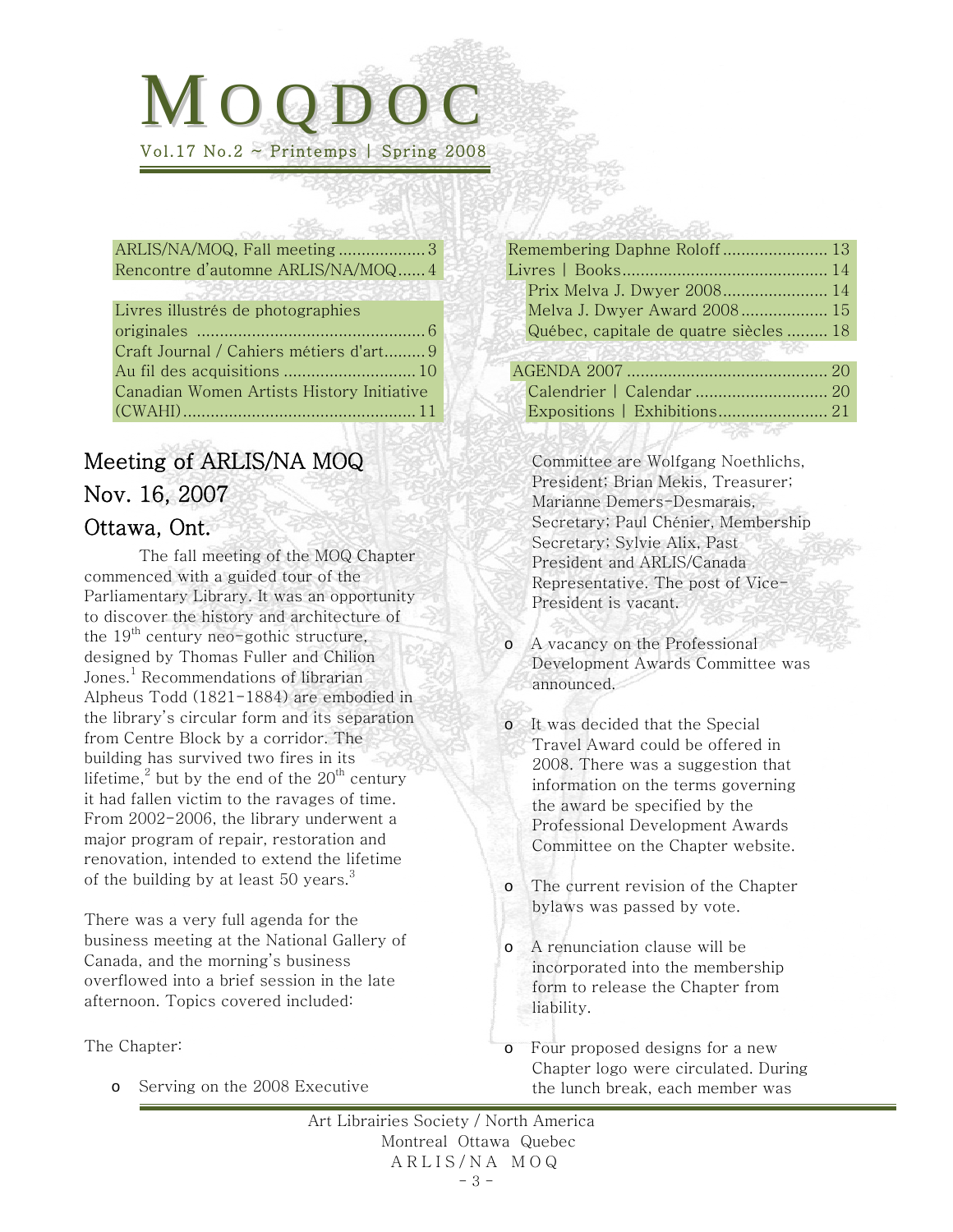# MOQDOC

Vol.17 No.2 ~ Printemps | Spring 2008

ARLIS/NA/MOQ, Fall meeting ...................3
Rencontre d'automne ARLIS/NA/MOQ......4

Livres illustrés de photographies originales ...............................................6
Craft Journal / Cahiers métiers d'art.........9
Au fil des acquisitions ............................10
Canadian Women Artists History Initiative (CWAHI).................................................11

Remembering Daphne Roloff .......................13
Livres | Books............................................14
Prix Melva J. Dwyer 2008.......................14
Melva J. Dwyer Award 2008...................15
Québec, capitale de quatre siècles .........18

AGENDA 2007 ...........................................20
Calendrier | Calendar ............................20
Expositions | Exhibitions.......................21

## Meeting of ARLIS/NA MOQ Nov. 16, 2007 Ottawa, Ont.

The fall meeting of the MOQ Chapter commenced with a guided tour of the Parliamentary Library. It was an opportunity to discover the history and architecture of the 19th century neo-gothic structure, designed by Thomas Fuller and Chilion Jones.[1] Recommendations of librarian Alpheus Todd (1821-1884) are embodied in the library's circular form and its separation from Centre Block by a corridor. The building has survived two fires in its lifetime,[2] but by the end of the 20th century it had fallen victim to the ravages of time. From 2002-2006, the library underwent a major program of repair, restoration and renovation, intended to extend the lifetime of the building by at least 50 years.[3]

There was a very full agenda for the business meeting at the National Gallery of Canada, and the morning's business overflowed into a brief session in the late afternoon. Topics covered included:

The Chapter:

- Serving on the 2008 Executive Committee are Wolfgang Noethlichs, President; Brian Mekis, Treasurer; Marianne Demers-Desmarais, Secretary; Paul Chénier, Membership Secretary; Sylvie Alix, Past President and ARLIS/Canada Representative. The post of Vice-President is vacant.
- A vacancy on the Professional Development Awards Committee was announced.
- It was decided that the Special Travel Award could be offered in 2008. There was a suggestion that information on the terms governing the award be specified by the Professional Development Awards Committee on the Chapter website.
- The current revision of the Chapter bylaws was passed by vote.
- A renunciation clause will be incorporated into the membership form to release the Chapter from liability.
- Four proposed designs for a new Chapter logo were circulated. During the lunch break, each member was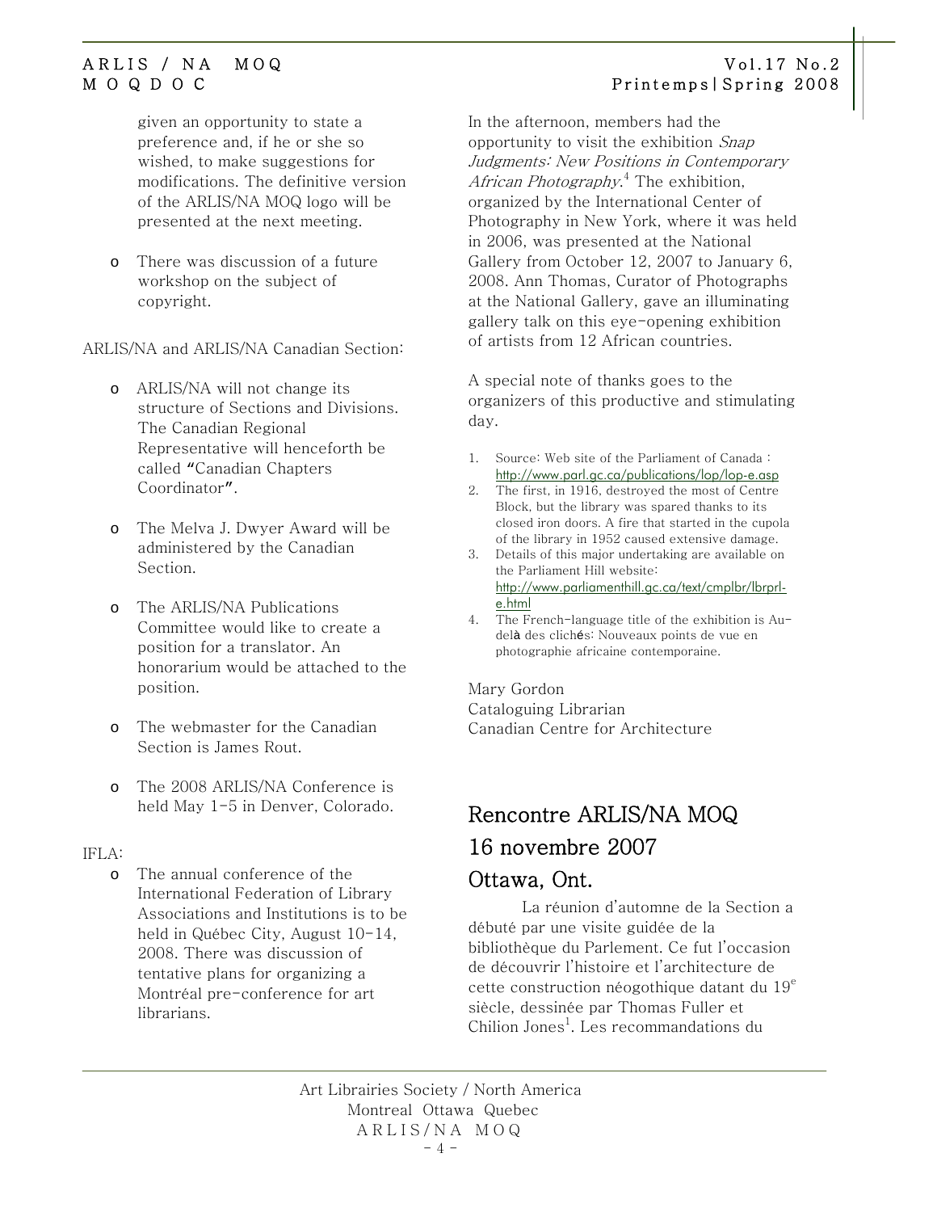given an opportunity to state a preference and, if he or she so wished, to make suggestions for modifications. The definitive version of the ARLIS/NA MOQ logo will be presented at the next meeting.

- There was discussion of a future workshop on the subject of copyright.

ARLIS/NA and ARLIS/NA Canadian Section:

- ARLIS/NA will not change its structure of Sections and Divisions. The Canadian Regional Representative will henceforth be called "Canadian Chapters Coordinator".
- The Melva J. Dwyer Award will be administered by the Canadian Section.
- The ARLIS/NA Publications Committee would like to create a position for a translator. An honorarium would be attached to the position.
- The webmaster for the Canadian Section is James Rout.
- The 2008 ARLIS/NA Conference is held May 1-5 in Denver, Colorado.

IFLA:

- The annual conference of the International Federation of Library Associations and Institutions is to be held in Québec City, August 10-14, 2008. There was discussion of tentative plans for organizing a Montréal pre-conference for art librarians.

In the afternoon, members had the opportunity to visit the exhibition *Snap Judgments: New Positions in Contemporary African Photography*.[4] The exhibition, organized by the International Center of Photography in New York, where it was held in 2006, was presented at the National Gallery from October 12, 2007 to January 6, 2008. Ann Thomas, Curator of Photographs at the National Gallery, gave an illuminating gallery talk on this eye-opening exhibition of artists from 12 African countries.

A special note of thanks goes to the organizers of this productive and stimulating day.

1. Source: Web site of the Parliament of Canada : http://www.parl.gc.ca/publications/lop/lop-e.asp
2. The first, in 1916, destroyed the most of Centre Block, but the library was spared thanks to its closed iron doors. A fire that started in the cupola of the library in 1952 caused extensive damage.
3. Details of this major undertaking are available on the Parliament Hill website: http://www.parliamenthill.gc.ca/text/cmplbr/lbrprl-e.html
4. The French-language title of the exhibition is Au-delà des clichés: Nouveaux points de vue en photographie africaine contemporaine.

Mary Gordon
Cataloguing Librarian
Canadian Centre for Architecture

## Rencontre ARLIS/NA MOQ
## 16 novembre 2007
## Ottawa, Ont.

La réunion d'automne de la Section a débuté par une visite guidée de la bibliothèque du Parlement. Ce fut l'occasion de découvrir l'histoire et l'architecture de cette construction néogothique datant du 19e siècle, dessinée par Thomas Fuller et Chilion Jones[1]. Les recommandations du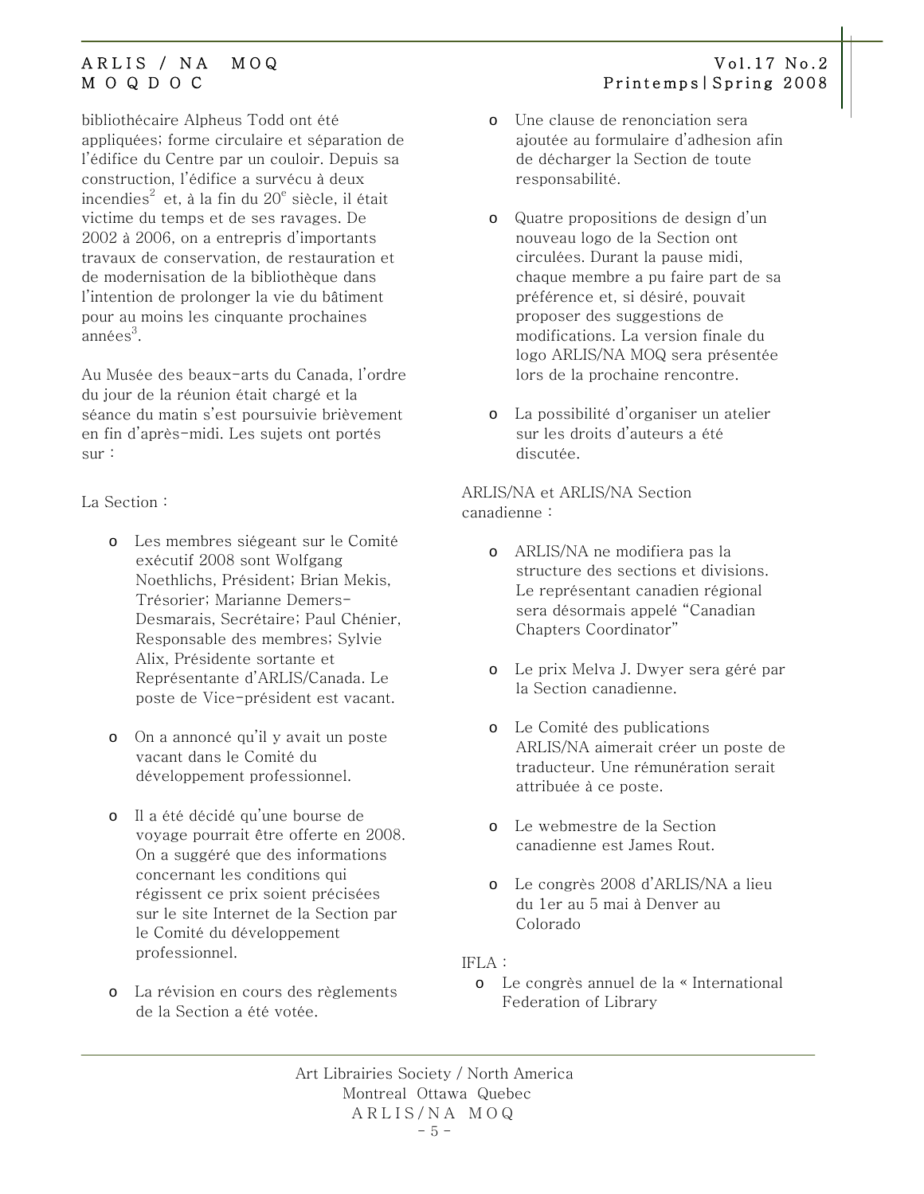bibliothécaire Alpheus Todd ont été appliquées; forme circulaire et séparation de l'édifice du Centre par un couloir. Depuis sa construction, l'édifice a survécu à deux incendies[2] et, à la fin du 20[e] siècle, il était victime du temps et de ses ravages. De 2002 à 2006, on a entrepris d'importants travaux de conservation, de restauration et de modernisation de la bibliothèque dans l'intention de prolonger la vie du bâtiment pour au moins les cinquante prochaines années[3].

Au Musée des beaux-arts du Canada, l'ordre du jour de la réunion était chargé et la séance du matin s'est poursuivie brièvement en fin d'après-midi. Les sujets ont portés sur :

La Section :

- Les membres siégeant sur le Comité exécutif 2008 sont Wolfgang Noethlichs, Président; Brian Mekis, Trésorier; Marianne Demers-Desmarais, Secrétaire; Paul Chénier, Responsable des membres; Sylvie Alix, Présidente sortante et Représentante d'ARLIS/Canada. Le poste de Vice-président est vacant.

- On a annoncé qu'il y avait un poste vacant dans le Comité du développement professionnel.

- Il a été décidé qu'une bourse de voyage pourrait être offerte en 2008. On a suggéré que des informations concernant les conditions qui régissent ce prix soient précisées sur le site Internet de la Section par le Comité du développement professionnel.

- La révision en cours des règlements de la Section a été votée.

- Une clause de renonciation sera ajoutée au formulaire d'adhesion afin de décharger la Section de toute responsabilité.

- Quatre propositions de design d'un nouveau logo de la Section ont circulées. Durant la pause midi, chaque membre a pu faire part de sa préférence et, si désiré, pouvait proposer des suggestions de modifications. La version finale du logo ARLIS/NA MOQ sera présentée lors de la prochaine rencontre.

- La possibilité d'organiser un atelier sur les droits d'auteurs a été discutée.

ARLIS/NA et ARLIS/NA Section canadienne :

- ARLIS/NA ne modifiera pas la structure des sections et divisions. Le représentant canadien régional sera désormais appelé "Canadian Chapters Coordinator"

- Le prix Melva J. Dwyer sera géré par la Section canadienne.

- Le Comité des publications ARLIS/NA aimerait créer un poste de traducteur. Une rémunération serait attribuée à ce poste.

- Le webmestre de la Section canadienne est James Rout.

- Le congrès 2008 d'ARLIS/NA a lieu du 1er au 5 mai à Denver au Colorado

IFLA :

- Le congrès annuel de la « International Federation of Library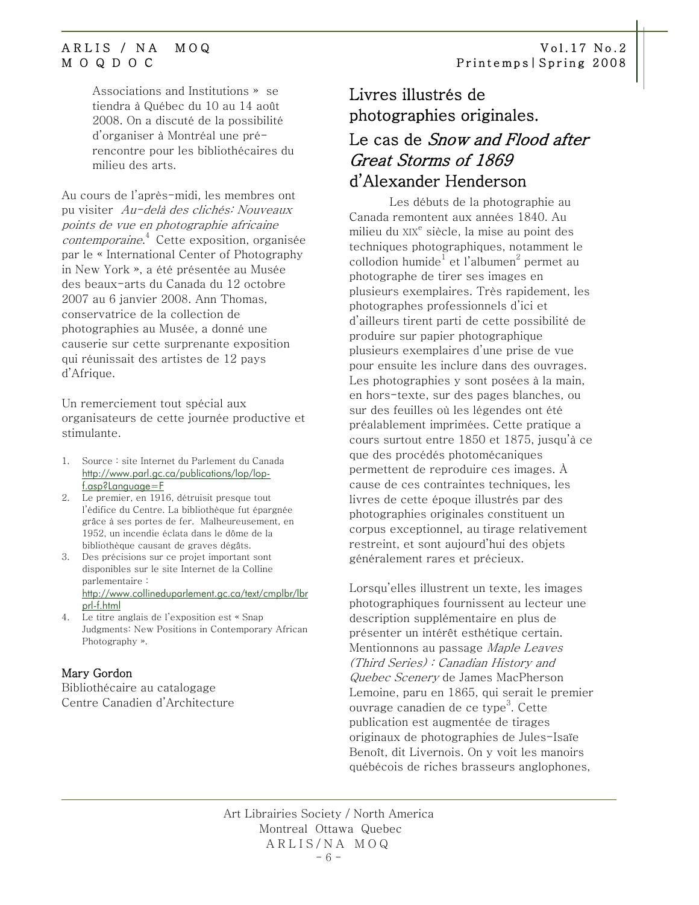Associations and Institutions » se tiendra à Québec du 10 au 14 août 2008. On a discuté de la possibilité d'organiser à Montréal une pré-rencontre pour les bibliothécaires du milieu des arts.

Au cours de l'après-midi, les membres ont pu visiter *Au-delà des clichés: Nouveaux points de vue en photographie africaine contemporaine*.[4] Cette exposition, organisée par le « International Center of Photography in New York », a été présentée au Musée des beaux-arts du Canada du 12 octobre 2007 au 6 janvier 2008. Ann Thomas, conservatrice de la collection de photographies au Musée, a donné une causerie sur cette surprenante exposition qui réunissait des artistes de 12 pays d'Afrique.

Un remerciement tout spécial aux organisateurs de cette journée productive et stimulante.

1. Source : site Internet du Parlement du Canada http://www.parl.gc.ca/publications/lop/lop-f.asp?Language=F
2. Le premier, en 1916, détruisit presque tout l'édifice du Centre. La bibliothèque fut épargnée grâce à ses portes de fer. Malheureusement, en 1952, un incendie éclata dans le dôme de la bibliothèque causant de graves dégâts.
3. Des précisions sur ce projet important sont disponibles sur le site Internet de la Colline parlementaire : http://www.collineduparlement.gc.ca/text/cmplbr/lbrprl-f.html
4. Le titre anglais de l'exposition est « Snap Judgments: New Positions in Contemporary African Photography ».

Mary Gordon
Bibliothécaire au catalogage
Centre Canadien d'Architecture

## Livres illustrés de photographies originales. Le cas de *Snow and Flood after Great Storms of 1869* d'Alexander Henderson

Les débuts de la photographie au Canada remontent aux années 1840. Au milieu du XIXe siècle, la mise au point des techniques photographiques, notamment le collodion humide[1] et l'albumen[2] permet au photographe de tirer ses images en plusieurs exemplaires. Très rapidement, les photographes professionnels d'ici et d'ailleurs tirent parti de cette possibilité de produire sur papier photographique plusieurs exemplaires d'une prise de vue pour ensuite les inclure dans des ouvrages. Les photographies y sont posées à la main, en hors-texte, sur des pages blanches, ou sur des feuilles où les légendes ont été préalablement imprimées. Cette pratique a cours surtout entre 1850 et 1875, jusqu'à ce que des procédés photomécaniques permettent de reproduire ces images. À cause de ces contraintes techniques, les livres de cette époque illustrés par des photographies originales constituent un corpus exceptionnel, au tirage relativement restreint, et sont aujourd'hui des objets généralement rares et précieux.

Lorsqu'elles illustrent un texte, les images photographiques fournissent au lecteur une description supplémentaire en plus de présenter un intérêt esthétique certain. Mentionnons au passage *Maple Leaves (Third Series) : Canadian History and Quebec Scenery* de James MacPherson Lemoine, paru en 1865, qui serait le premier ouvrage canadien de ce type[3]. Cette publication est augmentée de tirages originaux de photographies de Jules-Isaïe Benoît, dit Livernois. On y voit les manoirs québécois de riches brasseurs anglophones,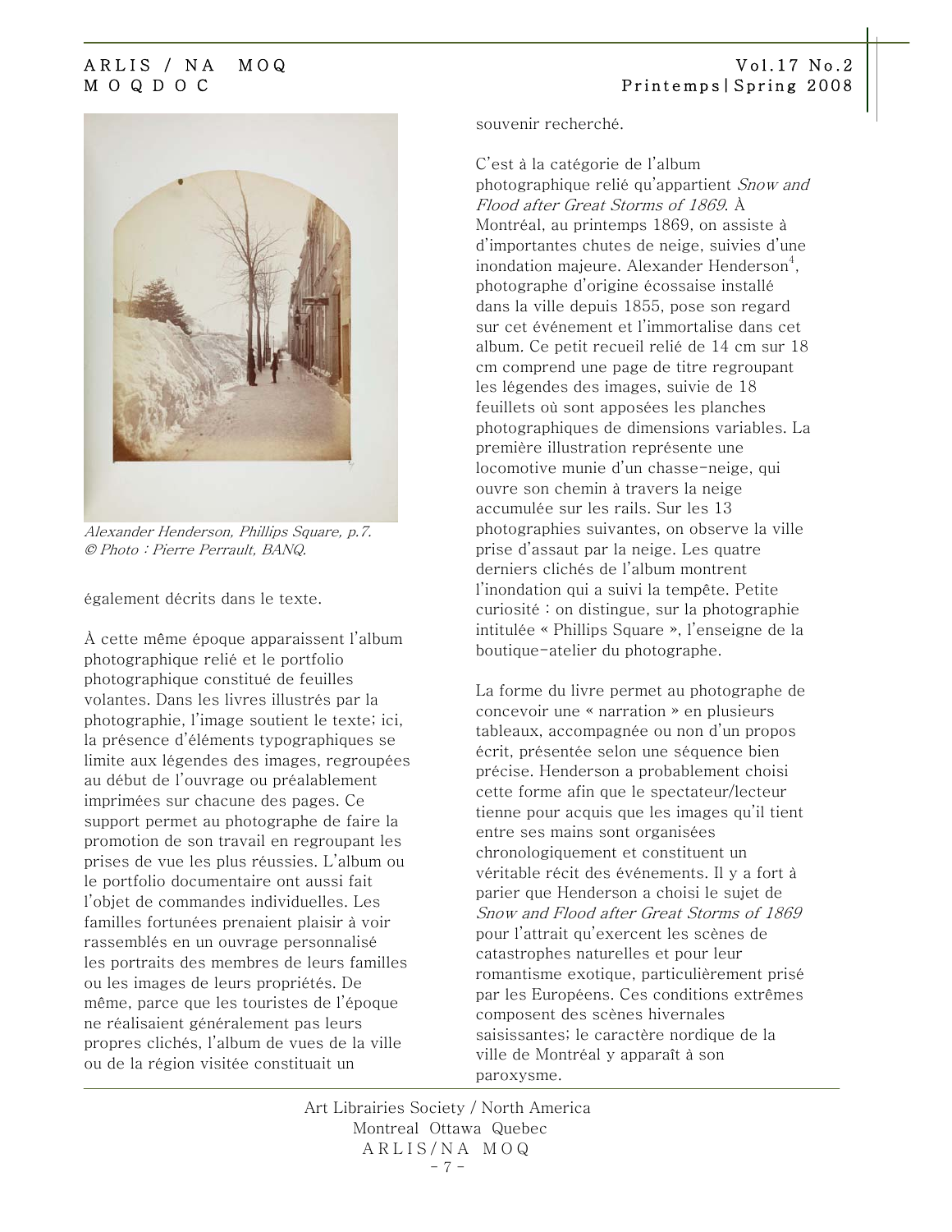*Alexander Henderson, Phillips Square, p.7. © Photo : Pierre Perrault, BANQ.*

également décrits dans le texte.

À cette même époque apparaissent l'album photographique relié et le portfolio photographique constitué de feuilles volantes. Dans les livres illustrés par la photographie, l'image soutient le texte; ici, la présence d'éléments typographiques se limite aux légendes des images, regroupées au début de l'ouvrage ou préalablement imprimées sur chacune des pages. Ce support permet au photographe de faire la promotion de son travail en regroupant les prises de vue les plus réussies. L'album ou le portfolio documentaire ont aussi fait l'objet de commandes individuelles. Les familles fortunées prenaient plaisir à voir rassemblés en un ouvrage personnalisé les portraits des membres de leurs familles ou les images de leurs propriétés. De même, parce que les touristes de l'époque ne réalisaient généralement pas leurs propres clichés, l'album de vues de la ville ou de la région visitée constituait un souvenir recherché.

C'est à la catégorie de l'album photographique relié qu'appartient *Snow and Flood after Great Storms of 1869*. À Montréal, au printemps 1869, on assiste à d'importantes chutes de neige, suivies d'une inondation majeure. Alexander Henderson[4], photographe d'origine écossaise installé dans la ville depuis 1855, pose son regard sur cet événement et l'immortalise dans cet album. Ce petit recueil relié de 14 cm sur 18 cm comprend une page de titre regroupant les légendes des images, suivie de 18 feuillets où sont apposées les planches photographiques de dimensions variables. La première illustration représente une locomotive munie d'un chasse-neige, qui ouvre son chemin à travers la neige accumulée sur les rails. Sur les 13 photographies suivantes, on observe la ville prise d'assaut par la neige. Les quatre derniers clichés de l'album montrent l'inondation qui a suivi la tempête. Petite curiosité : on distingue, sur la photographie intitulée « Phillips Square », l'enseigne de la boutique-atelier du photographe.

La forme du livre permet au photographe de concevoir une « narration » en plusieurs tableaux, accompagnée ou non d'un propos écrit, présentée selon une séquence bien précise. Henderson a probablement choisi cette forme afin que le spectateur/lecteur tienne pour acquis que les images qu'il tient entre ses mains sont organisées chronologiquement et constituent un véritable récit des événements. Il y a fort à parier que Henderson a choisi le sujet de *Snow and Flood after Great Storms of 1869* pour l'attrait qu'exercent les scènes de catastrophes naturelles et pour leur romantisme exotique, particulièrement prisé par les Européens. Ces conditions extrêmes composent des scènes hivernales saisissantes; le caractère nordique de la ville de Montréal y apparaît à son paroxysme.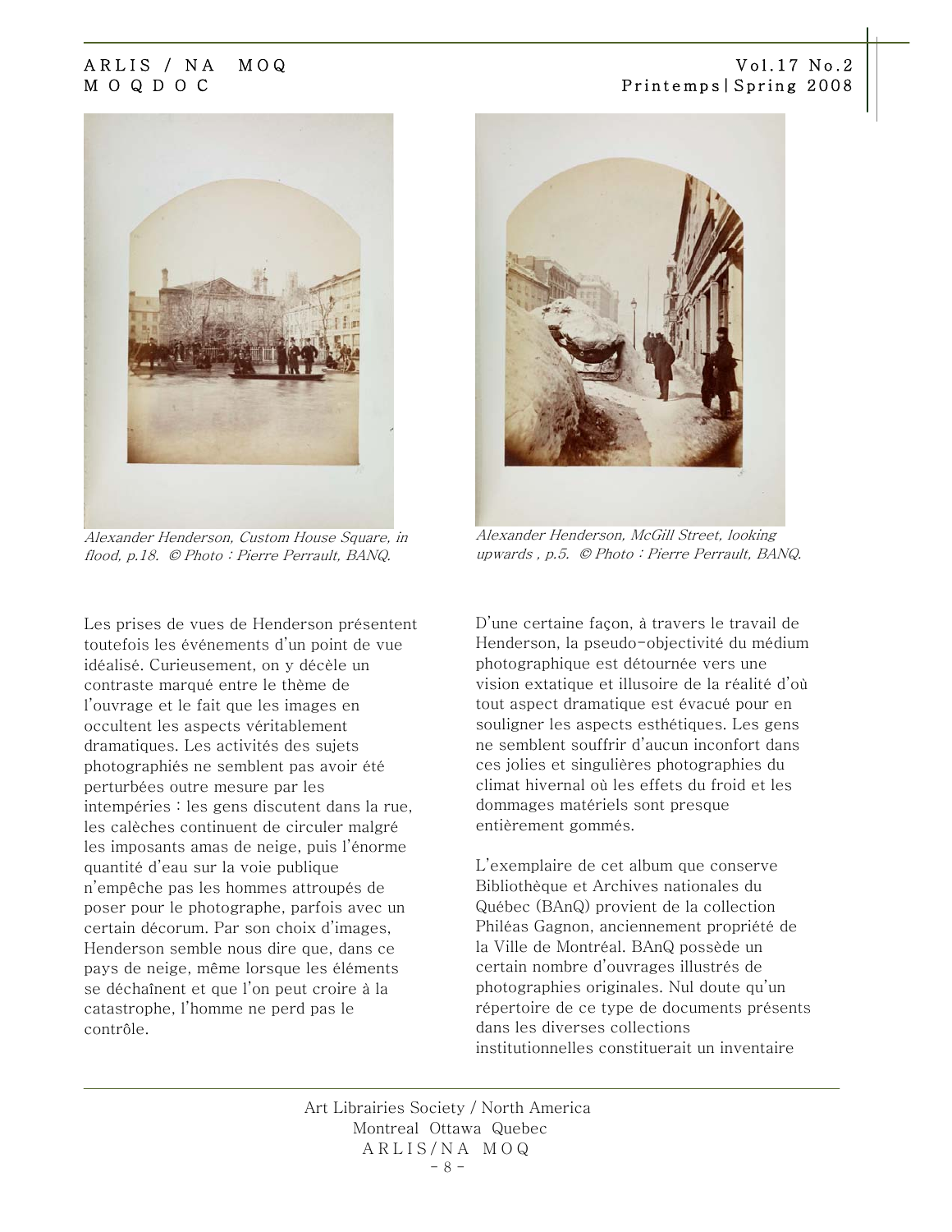*Alexander Henderson, Custom House Square, in flood, p.18. © Photo : Pierre Perrault, BANQ.*

*Alexander Henderson, McGill Street, looking upwards , p.5. © Photo : Pierre Perrault, BANQ.*

Les prises de vues de Henderson présentent toutefois les événements d'un point de vue idéalisé. Curieusement, on y décèle un contraste marqué entre le thème de l'ouvrage et le fait que les images en occultent les aspects véritablement dramatiques. Les activités des sujets photographiés ne semblent pas avoir été perturbées outre mesure par les intempéries : les gens discutent dans la rue, les calèches continuent de circuler malgré les imposants amas de neige, puis l'énorme quantité d'eau sur la voie publique n'empêche pas les hommes attroupés de poser pour le photographe, parfois avec un certain décorum. Par son choix d'images, Henderson semble nous dire que, dans ce pays de neige, même lorsque les éléments se déchaînent et que l'on peut croire à la catastrophe, l'homme ne perd pas le contrôle.

D'une certaine façon, à travers le travail de Henderson, la pseudo-objectivité du médium photographique est détournée vers une vision extatique et illusoire de la réalité d'où tout aspect dramatique est évacué pour en souligner les aspects esthétiques. Les gens ne semblent souffrir d'aucun inconfort dans ces jolies et singulières photographies du climat hivernal où les effets du froid et les dommages matériels sont presque entièrement gommés.

L'exemplaire de cet album que conserve Bibliothèque et Archives nationales du Québec (BAnQ) provient de la collection Philéas Gagnon, anciennement propriété de la Ville de Montréal. BAnQ possède un certain nombre d'ouvrages illustrés de photographies originales. Nul doute qu'un répertoire de ce type de documents présents dans les diverses collections institutionnelles constituerait un inventaire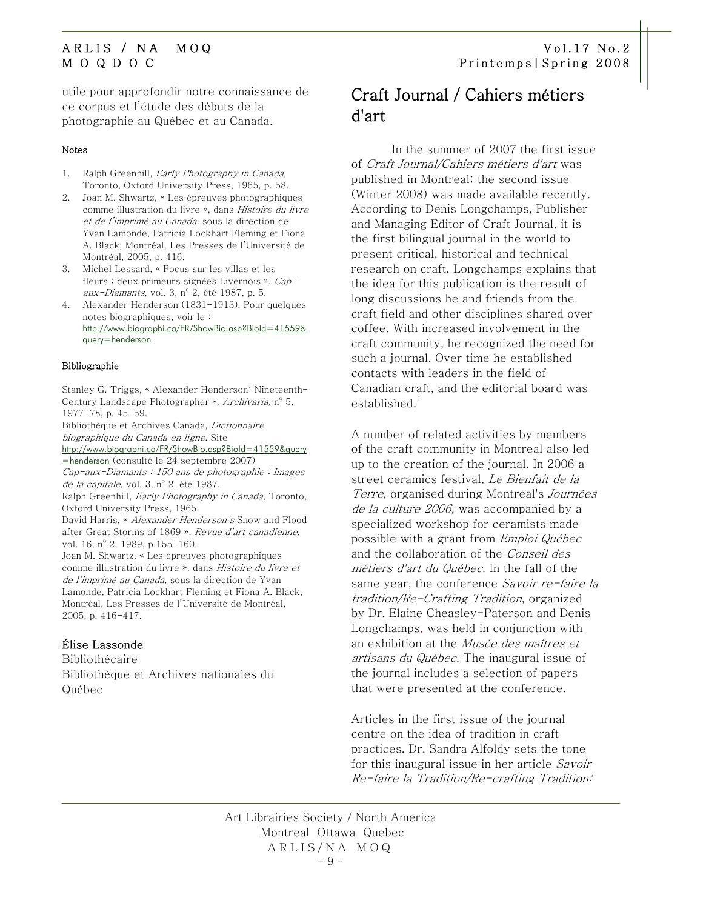utile pour approfondir notre connaissance de ce corpus et l'étude des débuts de la photographie au Québec et au Canada.

#### Notes

1. Ralph Greenhill, *Early Photography in Canada*, Toronto, Oxford University Press, 1965, p. 58.
2. Joan M. Shwartz, « Les épreuves photographiques comme illustration du livre », dans *Histoire du livre et de l'imprimé au Canada*, sous la direction de Yvan Lamonde, Patricia Lockhart Fleming et Fiona A. Black, Montréal, Les Presses de l'Université de Montréal, 2005, p. 416.
3. Michel Lessard, « Focus sur les villas et les fleurs : deux primeurs signées Livernois », *Cap-aux-Diamants*, vol. 3, nº 2, été 1987, p. 5.
4. Alexander Henderson (1831-1913). Pour quelques notes biographiques, voir le : http://www.biographi.ca/FR/ShowBio.asp?BioId=41559&query=henderson

#### Bibliographie

Stanley G. Triggs, « Alexander Henderson: Nineteenth-Century Landscape Photographer », *Archivaria*, nº 5, 1977-78, p. 45-59.
Bibliothèque et Archives Canada, *Dictionnaire biographique du Canada en ligne*. Site http://www.biographi.ca/FR/ShowBio.asp?BioId=41559&query=henderson (consulté le 24 septembre 2007)
*Cap-aux-Diamants : 150 ans de photographie : Images de la capitale*, vol. 3, nº 2, été 1987.
Ralph Greenhill, *Early Photography in Canada*, Toronto, Oxford University Press, 1965.
David Harris, « *Alexander Henderson's* Snow and Flood after Great Storms of 1869 », *Revue d'art canadienne*, vol. 16, nº 2, 1989, p.155-160.
Joan M. Shwartz, « Les épreuves photographiques comme illustration du livre », dans *Histoire du livre et de l'imprimé au Canada*, sous la direction de Yvan Lamonde, Patricia Lockhart Fleming et Fiona A. Black, Montréal, Les Presses de l'Université de Montréal, 2005, p. 416-417.

**Élise Lassonde**
Bibliothécaire
Bibliothèque et Archives nationales du Québec

## Craft Journal / Cahiers métiers d'art

In the summer of 2007 the first issue of *Craft Journal/Cahiers métiers d'art* was published in Montreal; the second issue (Winter 2008) was made available recently. According to Denis Longchamps, Publisher and Managing Editor of Craft Journal, it is the first bilingual journal in the world to present critical, historical and technical research on craft. Longchamps explains that the idea for this publication is the result of long discussions he and friends from the craft field and other disciplines shared over coffee. With increased involvement in the craft community, he recognized the need for such a journal. Over time he established contacts with leaders in the field of Canadian craft, and the editorial board was established.[1]

A number of related activities by members of the craft community in Montreal also led up to the creation of the journal. In 2006 a street ceramics festival, *Le Bienfait de la Terre,* organised during Montreal's *Journées de la culture 2006,* was accompanied by a specialized workshop for ceramists made possible with a grant from *Emploi Québec* and the collaboration of the *Conseil des métiers d'art du Québec*. In the fall of the same year, the conference *Savoir re-faire la tradition/Re-Crafting Tradition*, organized by Dr. Elaine Cheasley-Paterson and Denis Longchamps, was held in conjunction with an exhibition at the *Musée des maîtres et artisans du Québec*. The inaugural issue of the journal includes a selection of papers that were presented at the conference.

Articles in the first issue of the journal centre on the idea of tradition in craft practices. Dr. Sandra Alfoldy sets the tone for this inaugural issue in her article *Savoir Re-faire la Tradition/Re-crafting Tradition:*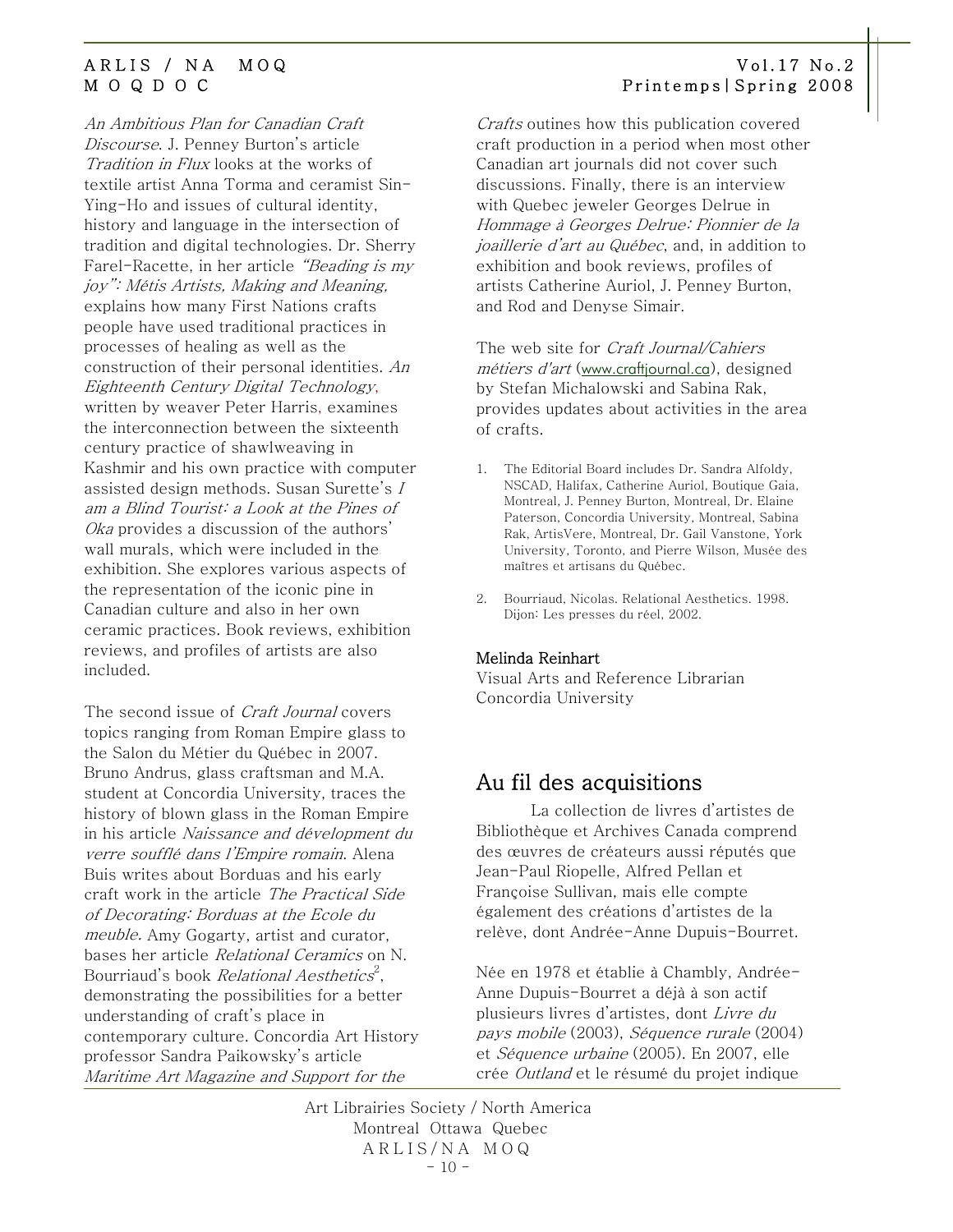*An Ambitious Plan for Canadian Craft Discourse*. J. Penney Burton's article *Tradition in Flux* looks at the works of textile artist Anna Torma and ceramist Sin-Ying-Ho and issues of cultural identity, history and language in the intersection of tradition and digital technologies. Dr. Sherry Farel-Racette, in her article *"Beading is my joy": Métis Artists, Making and Meaning,* explains how many First Nations crafts people have used traditional practices in processes of healing as well as the construction of their personal identities. *An Eighteenth Century Digital Technology*, written by weaver Peter Harris, examines the interconnection between the sixteenth century practice of shawlweaving in Kashmir and his own practice with computer assisted design methods. Susan Surette's *I am a Blind Tourist: a Look at the Pines of Oka* provides a discussion of the authors' wall murals, which were included in the exhibition. She explores various aspects of the representation of the iconic pine in Canadian culture and also in her own ceramic practices. Book reviews, exhibition reviews, and profiles of artists are also included.

The second issue of *Craft Journal* covers topics ranging from Roman Empire glass to the Salon du Métier du Québec in 2007. Bruno Andrus, glass craftsman and M.A. student at Concordia University, traces the history of blown glass in the Roman Empire in his article *Naissance and dévelopment du verre soufflé dans l'Empire romain*. Alena Buis writes about Borduas and his early craft work in the article *The Practical Side of Decorating: Borduas at the Ecole du meuble.* Amy Gogarty, artist and curator, bases her article *Relational Ceramics* on N. Bourriaud's book *Relational Aesthetics*[2], demonstrating the possibilities for a better understanding of craft's place in contemporary culture. Concordia Art History professor Sandra Paikowsky's article *Maritime Art Magazine and Support for the Crafts* outines how this publication covered craft production in a period when most other Canadian art journals did not cover such discussions. Finally, there is an interview with Quebec jeweler Georges Delrue in *Hommage à Georges Delrue: Pionnier de la joaillerie d'art au Québec*, and, in addition to exhibition and book reviews, profiles of artists Catherine Auriol, J. Penney Burton, and Rod and Denyse Simair.

The web site for *Craft Journal/Cahiers métiers d'art* (www.craftjournal.ca), designed by Stefan Michalowski and Sabina Rak, provides updates about activities in the area of crafts.

1. The Editorial Board includes Dr. Sandra Alfoldy, NSCAD, Halifax, Catherine Auriol, Boutique Gaia, Montreal, J. Penney Burton, Montreal, Dr. Elaine Paterson, Concordia University, Montreal, Sabina Rak, ArtisVere, Montreal, Dr. Gail Vanstone, York University, Toronto, and Pierre Wilson, Musée des maîtres et artisans du Québec.

2. Bourriaud, Nicolas. Relational Aesthetics. 1998. Dijon: Les presses du réel, 2002.

**Melinda Reinhart**
Visual Arts and Reference Librarian
Concordia University

## Au fil des acquisitions

La collection de livres d'artistes de Bibliothèque et Archives Canada comprend des œuvres de créateurs aussi réputés que Jean-Paul Riopelle, Alfred Pellan et Françoise Sullivan, mais elle compte également des créations d'artistes de la relève, dont Andrée-Anne Dupuis-Bourret.

Née en 1978 et établie à Chambly, Andrée-Anne Dupuis-Bourret a déjà à son actif plusieurs livres d'artistes, dont *Livre du pays mobile* (2003), *Séquence rurale* (2004) et *Séquence urbaine* (2005). En 2007, elle crée *Outland* et le résumé du projet indique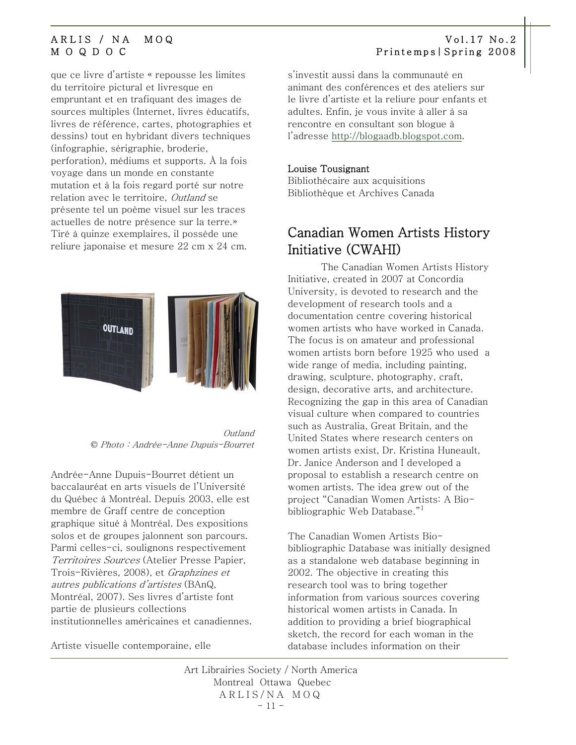que ce livre d'artiste « repousse les limites du territoire pictural et livresque en empruntant et en trafiquant des images de sources multiples (Internet, livres éducatifs, livres de référence, cartes, photographies et dessins) tout en hybridant divers techniques (infographie, sérigraphie, broderie, perforation), médiums et supports. À la fois voyage dans un monde en constante mutation et à la fois regard porté sur notre relation avec le territoire, *Outland* se présente tel un poème visuel sur les traces actuelles de notre présence sur la terre.» Tiré à quinze exemplaires, il possède une reliure japonaise et mesure 22 cm x 24 cm.

*Outland*
© *Photo : Andrée-Anne Dupuis-Bourret*

Andrée-Anne Dupuis-Bourret détient un baccalauréat en arts visuels de l'Université du Québec à Montréal. Depuis 2003, elle est membre de Graff centre de conception graphique situé à Montréal. Des expositions solos et de groupes jalonnent son parcours. Parmi celles-ci, soulignons respectivement *Territoires Sources* (Atelier Presse Papier, Trois-Rivières, 2008), et *Graphzines et autres publications d'artistes* (BAnQ, Montréal, 2007). Ses livres d'artiste font partie de plusieurs collections institutionnelles américaines et canadiennes.

Artiste visuelle contemporaine, elle s'investit aussi dans la communauté en animant des conférences et des ateliers sur le livre d'artiste et la reliure pour enfants et adultes. Enfin, je vous invite à aller à sa rencontre en consultant son blogue à l'adresse http://blogaadb.blogspot.com.

Louise Tousignant
Bibliothécaire aux acquisitions
Bibliothèque et Archives Canada

## Canadian Women Artists History Initiative (CWAHI)

The Canadian Women Artists History Initiative, created in 2007 at Concordia University, is devoted to research and the development of research tools and a documentation centre covering historical women artists who have worked in Canada. The focus is on amateur and professional women artists born before 1925 who used a wide range of media, including painting, drawing, sculpture, photography, craft, design, decorative arts, and architecture. Recognizing the gap in this area of Canadian visual culture when compared to countries such as Australia, Great Britain, and the United States where research centers on women artists exist, Dr. Kristina Huneault, Dr. Janice Anderson and I developed a proposal to establish a research centre on women artists. The idea grew out of the project "Canadian Women Artists: A Bio-bibliographic Web Database."[1]

The Canadian Women Artists Bio-bibliographic Database was initially designed as a standalone web database beginning in 2002. The objective in creating this research tool was to bring together information from various sources covering historical women artists in Canada. In addition to providing a brief biographical sketch, the record for each woman in the database includes information on their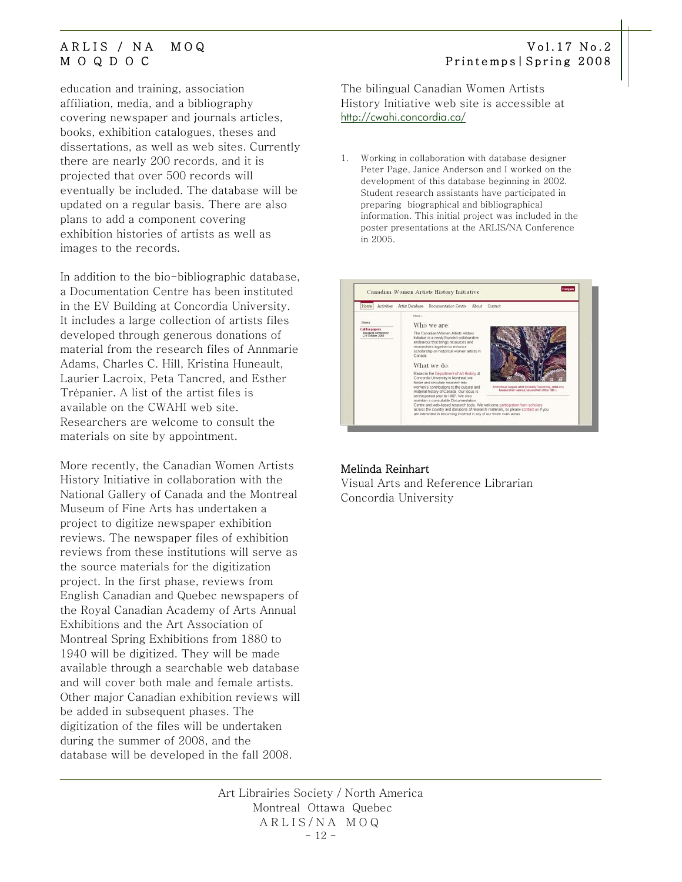education and training, association affiliation, media, and a bibliography covering newspaper and journals articles, books, exhibition catalogues, theses and dissertations, as well as web sites. Currently there are nearly 200 records, and it is projected that over 500 records will eventually be included. The database will be updated on a regular basis. There are also plans to add a component covering exhibition histories of artists as well as images to the records.

In addition to the bio-bibliographic database, a Documentation Centre has been instituted in the EV Building at Concordia University. It includes a large collection of artists files developed through generous donations of material from the research files of Annmarie Adams, Charles C. Hill, Kristina Huneault, Laurier Lacroix, Peta Tancred, and Esther Trépanier. A list of the artist files is available on the CWAHI web site. Researchers are welcome to consult the materials on site by appointment.

More recently, the Canadian Women Artists History Initiative in collaboration with the National Gallery of Canada and the Montreal Museum of Fine Arts has undertaken a project to digitize newspaper exhibition reviews. The newspaper files of exhibition reviews from these institutions will serve as the source materials for the digitization project. In the first phase, reviews from English Canadian and Quebec newspapers of the Royal Canadian Academy of Arts Annual Exhibitions and the Art Association of Montreal Spring Exhibitions from 1880 to 1940 will be digitized. They will be made available through a searchable web database and will cover both male and female artists. Other major Canadian exhibition reviews will be added in subsequent phases. The digitization of the files will be undertaken during the summer of 2008, and the database will be developed in the fall 2008.

The bilingual Canadian Women Artists History Initiative web site is accessible at http://cwahi.concordia.ca/

1. Working in collaboration with database designer Peter Page, Janice Anderson and I worked on the development of this database beginning in 2002. Student research assistants have participated in preparing biographical and bibliographical information. This initial project was included in the poster presentations at the ARLIS/NA Conference in 2005.

**Melinda Reinhart**
Visual Arts and Reference Librarian
Concordia University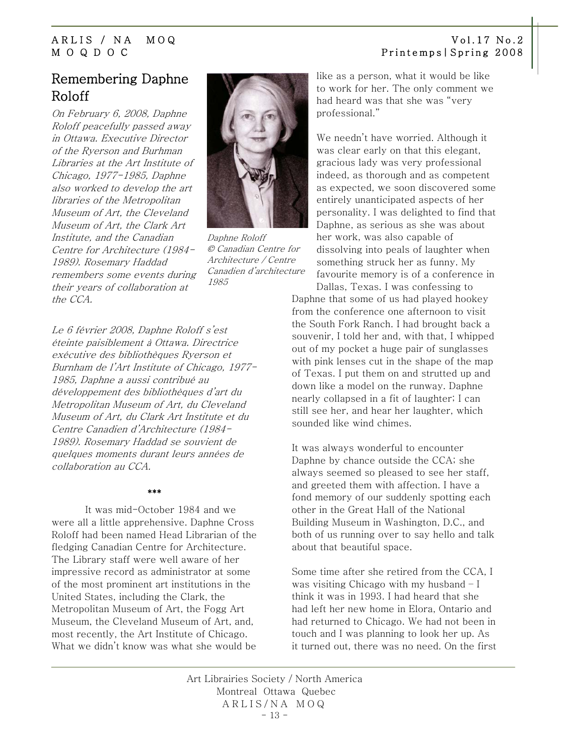## Remembering Daphne Roloff

*On February 6, 2008, Daphne Roloff peacefully passed away in Ottawa. Executive Director of the Ryerson and Burhman Libraries at the Art Institute of Chicago, 1977-1985, Daphne also worked to develop the art libraries of the Metropolitan Museum of Art, the Cleveland Museum of Art, the Clark Art Institute, and the Canadian Centre for Architecture (1984-1989). Rosemary Haddad remembers some events during their years of collaboration at the CCA.*

*Daphne Roloff © Canadian Centre for Architecture / Centre Canadien d'architecture 1985*

*Le 6 février 2008, Daphne Roloff s'est éteinte paisiblement à Ottawa. Directrice exécutive des bibliothèques Ryerson et Burnham de l'Art Institute of Chicago, 1977-1985, Daphne a aussi contribué au développement des bibliothèques d'art du Metropolitan Museum of Art, du Cleveland Museum of Art, du Clark Art Institute et du Centre Canadien d'Architecture (1984-1989). Rosemary Haddad se souvient de quelques moments durant leurs années de collaboration au CCA.*

***

It was mid-October 1984 and we were all a little apprehensive. Daphne Cross Roloff had been named Head Librarian of the fledging Canadian Centre for Architecture. The Library staff were well aware of her impressive record as administrator at some of the most prominent art institutions in the United States, including the Clark, the Metropolitan Museum of Art, the Fogg Art Museum, the Cleveland Museum of Art, and, most recently, the Art Institute of Chicago. What we didn't know was what she would be like as a person, what it would be like to work for her. The only comment we had heard was that she was "very professional."

We needn't have worried. Although it was clear early on that this elegant, gracious lady was very professional indeed, as thorough and as competent as expected, we soon discovered some entirely unanticipated aspects of her personality. I was delighted to find that Daphne, as serious as she was about her work, was also capable of dissolving into peals of laughter when something struck her as funny. My favourite memory is of a conference in Dallas, Texas. I was confessing to Daphne that some of us had played hookey from the conference one afternoon to visit the South Fork Ranch. I had brought back a souvenir, I told her and, with that, I whipped out of my pocket a huge pair of sunglasses with pink lenses cut in the shape of the map of Texas. I put them on and strutted up and down like a model on the runway. Daphne nearly collapsed in a fit of laughter; I can still see her, and hear her laughter, which sounded like wind chimes.

It was always wonderful to encounter Daphne by chance outside the CCA; she always seemed so pleased to see her staff, and greeted them with affection. I have a fond memory of our suddenly spotting each other in the Great Hall of the National Building Museum in Washington, D.C., and both of us running over to say hello and talk about that beautiful space.

Some time after she retired from the CCA, I was visiting Chicago with my husband – I think it was in 1993. I had heard that she had left her new home in Elora, Ontario and had returned to Chicago. We had not been in touch and I was planning to look her up. As it turned out, there was no need. On the first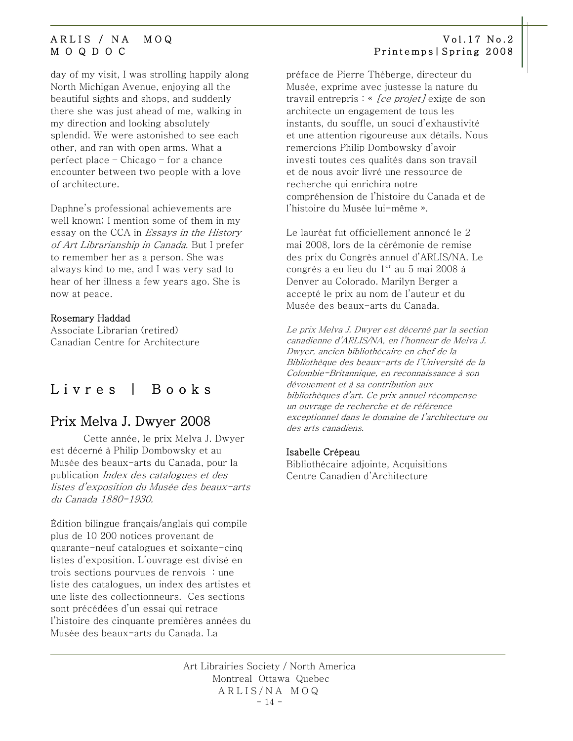day of my visit, I was strolling happily along North Michigan Avenue, enjoying all the beautiful sights and shops, and suddenly there she was just ahead of me, walking in my direction and looking absolutely splendid. We were astonished to see each other, and ran with open arms. What a perfect place – Chicago – for a chance encounter between two people with a love of architecture.

Daphne's professional achievements are well known; I mention some of them in my essay on the CCA in *Essays in the History of Art Librarianship in Canada*. But I prefer to remember her as a person. She was always kind to me, and I was very sad to hear of her illness a few years ago. She is now at peace.

**Rosemary Haddad**
Associate Librarian (retired)
Canadian Centre for Architecture

# Livres | Books

## Prix Melva J. Dwyer 2008

Cette année, le prix Melva J. Dwyer est décerné à Philip Dombowsky et au Musée des beaux-arts du Canada, pour la publication *Index des catalogues et des listes d'exposition du Musée des beaux-arts du Canada 1880-1930.*

Édition bilingue français/anglais qui compile plus de 10 200 notices provenant de quarante-neuf catalogues et soixante-cinq listes d'exposition. L'ouvrage est divisé en trois sections pourvues de renvois : une liste des catalogues, un index des artistes et une liste des collectionneurs. Ces sections sont précédées d'un essai qui retrace l'histoire des cinquante premières années du Musée des beaux-arts du Canada. La préface de Pierre Théberge, directeur du Musée, exprime avec justesse la nature du travail entrepris : « *[ce projet]* exige de son architecte un engagement de tous les instants, du souffle, un souci d'exhaustivité et une attention rigoureuse aux détails. Nous remercions Philip Dombowsky d'avoir investi toutes ces qualités dans son travail et de nous avoir livré une ressource de recherche qui enrichira notre compréhension de l'histoire du Canada et de l'histoire du Musée lui-même ».

Le lauréat fut officiellement annoncé le 2 mai 2008, lors de la cérémonie de remise des prix du Congrès annuel d'ARLIS/NA. Le congrès a eu lieu du 1^er^ au 5 mai 2008 à Denver au Colorado. Marilyn Berger a accepté le prix au nom de l'auteur et du Musée des beaux-arts du Canada.

*Le prix Melva J. Dwyer est décerné par la section canadienne d'ARLIS/NA, en l'honneur de Melva J. Dwyer, ancien bibliothécaire en chef de la Bibliothèque des beaux-arts de l'Université de la Colombie-Britannique, en reconnaissance à son dévouement et à sa contribution aux bibliothèques d'art. Ce prix annuel récompense un ouvrage de recherche et de référence exceptionnel dans le domaine de l'architecture ou des arts canadiens.*

**Isabelle Crépeau**
Bibliothécaire adjointe, Acquisitions
Centre Canadien d'Architecture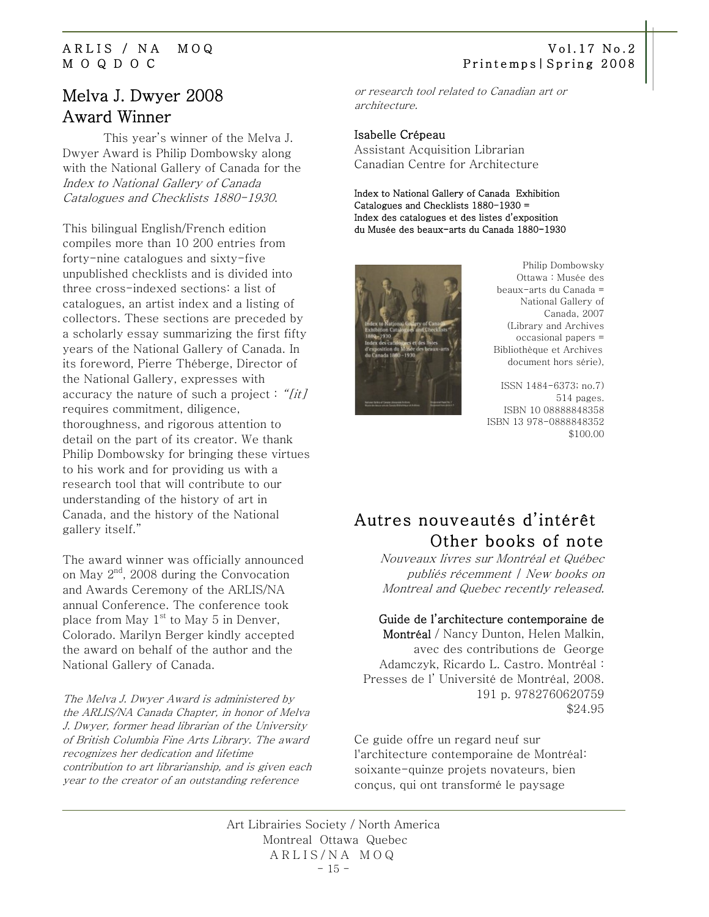# Melva J. Dwyer 2008 Award Winner

This year's winner of the Melva J. Dwyer Award is Philip Dombowsky along with the National Gallery of Canada for the *Index to National Gallery of Canada Catalogues and Checklists 1880-1930*.

This bilingual English/French edition compiles more than 10 200 entries from forty-nine catalogues and sixty-five unpublished checklists and is divided into three cross-indexed sections: a list of catalogues, an artist index and a listing of collectors. These sections are preceded by a scholarly essay summarizing the first fifty years of the National Gallery of Canada. In its foreword, Pierre Théberge, Director of the National Gallery, expresses with accuracy the nature of such a project : *"[it]* requires commitment, diligence, thoroughness, and rigorous attention to detail on the part of its creator. We thank Philip Dombowsky for bringing these virtues to his work and for providing us with a research tool that will contribute to our understanding of the history of art in Canada, and the history of the National gallery itself."

The award winner was officially announced on May 2nd, 2008 during the Convocation and Awards Ceremony of the ARLIS/NA annual Conference. The conference took place from May 1st to May 5 in Denver, Colorado. Marilyn Berger kindly accepted the award on behalf of the author and the National Gallery of Canada.

*The Melva J. Dwyer Award is administered by the ARLIS/NA Canada Chapter, in honor of Melva J. Dwyer, former head librarian of the University of British Columbia Fine Arts Library. The award recognizes her dedication and lifetime contribution to art librarianship, and is given each year to the creator of an outstanding reference or research tool related to Canadian art or architecture.*

Isabelle Crépeau
Assistant Acquisition Librarian
Canadian Centre for Architecture

**Index to National Gallery of Canada Exhibition Catalogues and Checklists 1880-1930 = Index des catalogues et des listes d'exposition du Musée des beaux-arts du Canada 1880-1930**

Philip Dombowsky
Ottawa : Musée des beaux-arts du Canada = National Gallery of Canada, 2007
(Library and Archives occasional papers = Bibliothèque et Archives document hors série),

ISSN 1484-6373; no.7)
514 pages.
ISBN 10 08888848358
ISBN 13 978-0888848352
$100.00

## Autres nouveautés d'intérêt
## Other books of note

*Nouveaux livres sur Montréal et Québec publiés récemment / New books on Montreal and Quebec recently released.*

**Guide de l'architecture contemporaine de Montréal** / Nancy Dunton, Helen Malkin, avec des contributions de George Adamczyk, Ricardo L. Castro. Montréal : Presses de l' Université de Montréal, 2008. 191 p. 9782760620759
$24.95

Ce guide offre un regard neuf sur l'architecture contemporaine de Montréal: soixante-quinze projets novateurs, bien conçus, qui ont transformé le paysage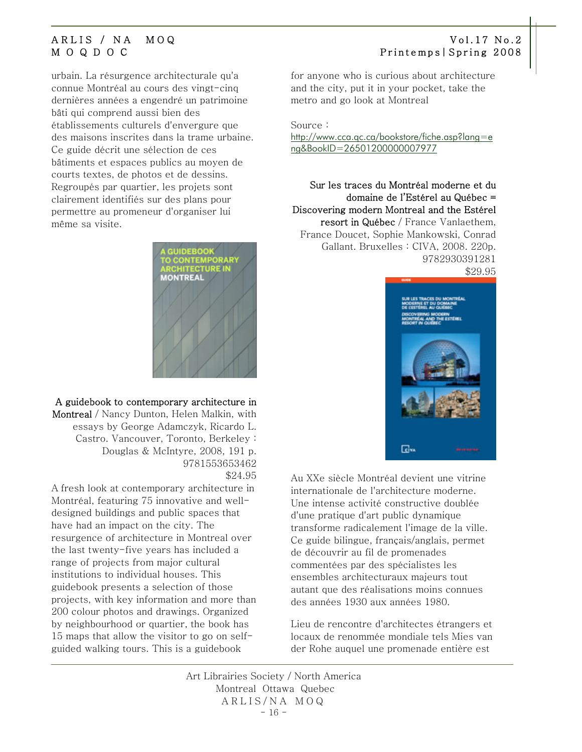urbain. La résurgence architecturale qu'a connue Montréal au cours des vingt-cinq dernières années a engendré un patrimoine bâti qui comprend aussi bien des établissements culturels d'envergure que des maisons inscrites dans la trame urbaine. Ce guide décrit une sélection de ces bâtiments et espaces publics au moyen de courts textes, de photos et de dessins. Regroupés par quartier, les projets sont clairement identifiés sur des plans pour permettre au promeneur d'organiser lui même sa visite.

**A guidebook to contemporary architecture in Montreal** / Nancy Dunton, Helen Malkin, with essays by George Adamczyk, Ricardo L. Castro. Vancouver, Toronto, Berkeley : Douglas & McIntyre, 2008, 191 p.
9781553653462
$24.95

A fresh look at contemporary architecture in Montréal, featuring 75 innovative and well-designed buildings and public spaces that have had an impact on the city. The resurgence of architecture in Montreal over the last twenty-five years has included a range of projects from major cultural institutions to individual houses. This guidebook presents a selection of those projects, with key information and more than 200 colour photos and drawings. Organized by neighbourhood or quartier, the book has 15 maps that allow the visitor to go on self-guided walking tours. This is a guidebook for anyone who is curious about architecture and the city, put it in your pocket, take the metro and go look at Montreal

Source : http://www.cca.qc.ca/bookstore/fiche.asp?lang=eng&BookID=26501200000007977

**Sur les traces du Montréal moderne et du domaine de l'Estérel au Québec = Discovering modern Montreal and the Estérel resort in Québec** / France Vanlaethem, France Doucet, Sophie Mankowski, Conrad Gallant. Bruxelles : CIVA, 2008. 220p.
9782930391281
$29.95

Au XXe siècle Montréal devient une vitrine internationale de l'architecture moderne. Une intense activité constructive doublée d'une pratique d'art public dynamique transforme radicalement l'image de la ville. Ce guide bilingue, français/anglais, permet de découvrir au fil de promenades commentées par des spécialistes les ensembles architecturaux majeurs tout autant que des réalisations moins connues des années 1930 aux années 1980.

Lieu de rencontre d'architectes étrangers et locaux de renommée mondiale tels Mies van der Rohe auquel une promenade entière est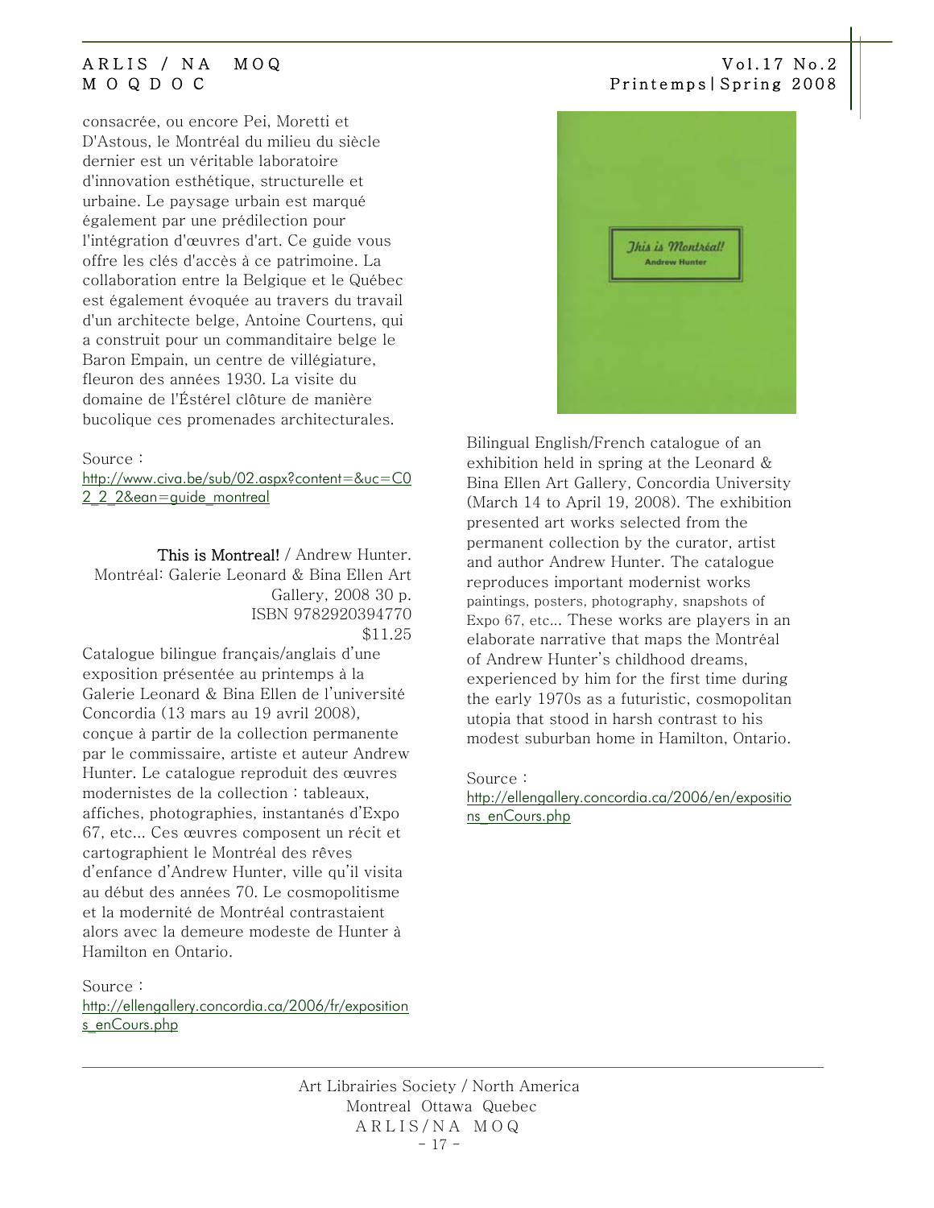consacrée, ou encore Pei, Moretti et D'Astous, le Montréal du milieu du siècle dernier est un véritable laboratoire d'innovation esthétique, structurelle et urbaine. Le paysage urbain est marqué également par une prédilection pour l'intégration d'œuvres d'art. Ce guide vous offre les clés d'accès à ce patrimoine. La collaboration entre la Belgique et le Québec est également évoquée au travers du travail d'un architecte belge, Antoine Courtens, qui a construit pour un commanditaire belge le Baron Empain, un centre de villégiature, fleuron des années 1930. La visite du domaine de l'Éstérel clôture de manière bucolique ces promenades architecturales.

Source : http://www.civa.be/sub/02.aspx?content=&uc=C02_2_2&ean=guide_montreal

This is Montreal! / Andrew Hunter. Montréal: Galerie Leonard & Bina Ellen Art Gallery, 2008 30 p. ISBN 9782920394770 $11.25

Catalogue bilingue français/anglais d'une exposition présentée au printemps à la Galerie Leonard & Bina Ellen de l'université Concordia (13 mars au 19 avril 2008), conçue à partir de la collection permanente par le commissaire, artiste et auteur Andrew Hunter. Le catalogue reproduit des œuvres modernistes de la collection : tableaux, affiches, photographies, instantanés d'Expo 67, etc... Ces œuvres composent un récit et cartographient le Montréal des rêves d'enfance d'Andrew Hunter, ville qu'il visita au début des années 70. Le cosmopolitisme et la modernité de Montréal contrastaient alors avec la demeure modeste de Hunter à Hamilton en Ontario.

Source : http://ellengallery.concordia.ca/2006/fr/expositions_enCours.php

Bilingual English/French catalogue of an exhibition held in spring at the Leonard & Bina Ellen Art Gallery, Concordia University (March 14 to April 19, 2008). The exhibition presented art works selected from the permanent collection by the curator, artist and author Andrew Hunter. The catalogue reproduces important modernist works paintings, posters, photography, snapshots of Expo 67, etc... These works are players in an elaborate narrative that maps the Montréal of Andrew Hunter's childhood dreams, experienced by him for the first time during the early 1970s as a futuristic, cosmopolitan utopia that stood in harsh contrast to his modest suburban home in Hamilton, Ontario.

Source : http://ellengallery.concordia.ca/2006/en/expositions_enCours.php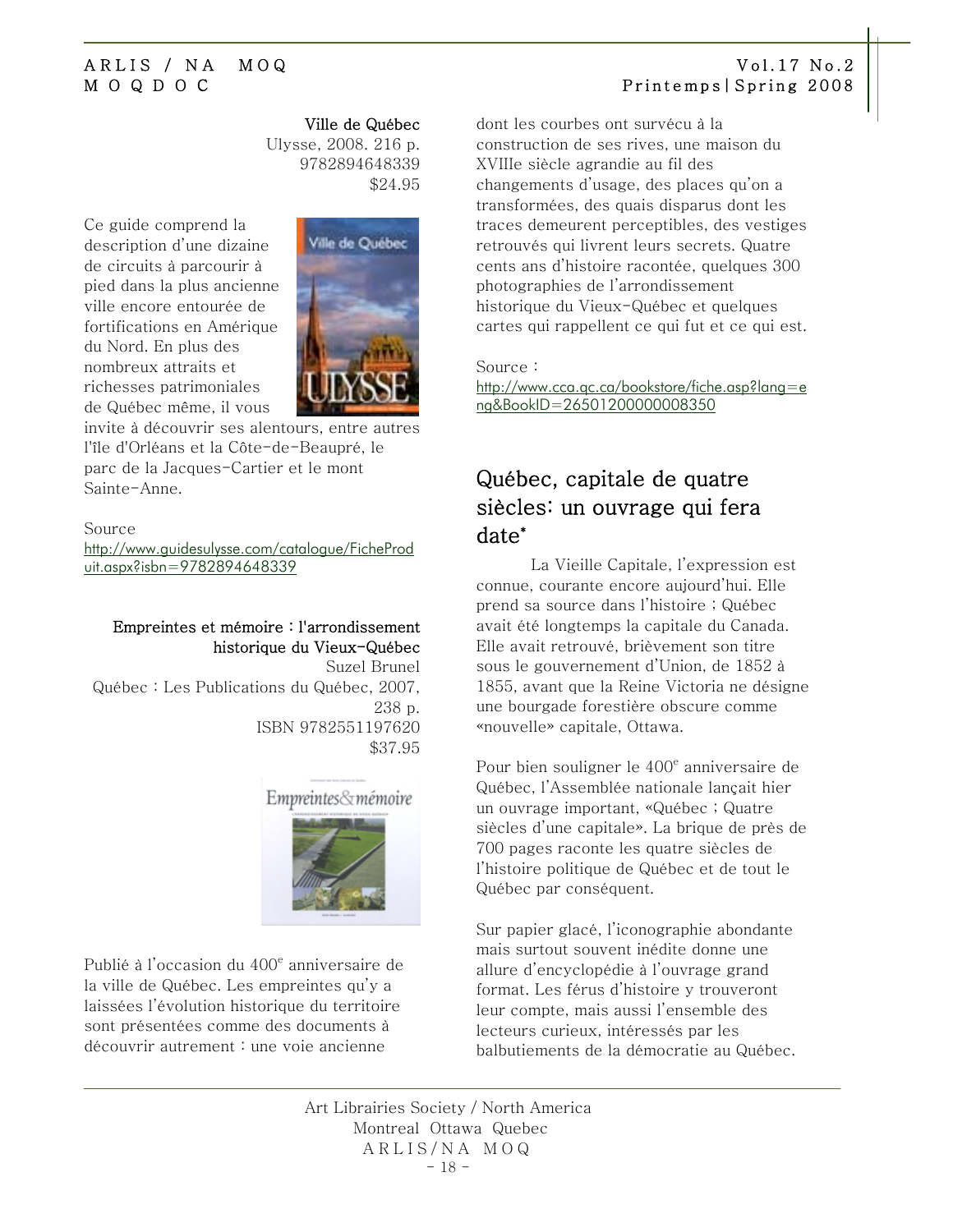**Ville de Québec**
Ulysse, 2008. 216 p.
9782894648339
$24.95

Ce guide comprend la description d'une dizaine de circuits à parcourir à pied dans la plus ancienne ville encore entourée de fortifications en Amérique du Nord. En plus des nombreux attraits et richesses patrimoniales de Québec même, il vous invite à découvrir ses alentours, entre autres l'île d'Orléans et la Côte-de-Beaupré, le parc de la Jacques-Cartier et le mont Sainte-Anne.

Source
http://www.guidesulysse.com/catalogue/FicheProduit.aspx?isbn=9782894648339

**Empreintes et mémoire : l'arrondissement historique du Vieux-Québec**
Suzel Brunel
Québec : Les Publications du Québec, 2007, 238 p.
ISBN 9782551197620
$37.95

Publié à l'occasion du 400e anniversaire de la ville de Québec. Les empreintes qu'y a laissées l'évolution historique du territoire sont présentées comme des documents à découvrir autrement : une voie ancienne dont les courbes ont survécu à la construction de ses rives, une maison du XVIIIe siècle agrandie au fil des changements d'usage, des places qu'on a transformées, des quais disparus dont les traces demeurent perceptibles, des vestiges retrouvés qui livrent leurs secrets. Quatre cents ans d'histoire racontée, quelques 300 photographies de l'arrondissement historique du Vieux-Québec et quelques cartes qui rappellent ce qui fut et ce qui est.

Source :
http://www.cca.qc.ca/bookstore/fiche.asp?lang=eng&BookID=26501200000008350

## Québec, capitale de quatre siècles: un ouvrage qui fera date*

La Vieille Capitale, l'expression est connue, courante encore aujourd'hui. Elle prend sa source dans l'histoire ; Québec avait été longtemps la capitale du Canada. Elle avait retrouvé, brièvement son titre sous le gouvernement d'Union, de 1852 à 1855, avant que la Reine Victoria ne désigne une bourgade forestière obscure comme «nouvelle» capitale, Ottawa.

Pour bien souligner le 400e anniversaire de Québec, l'Assemblée nationale lançait hier un ouvrage important, «Québec ; Quatre siècles d'une capitale». La brique de près de 700 pages raconte les quatre siècles de l'histoire politique de Québec et de tout le Québec par conséquent.

Sur papier glacé, l'iconographie abondante mais surtout souvent inédite donne une allure d'encyclopédie à l'ouvrage grand format. Les férus d'histoire y trouveront leur compte, mais aussi l'ensemble des lecteurs curieux, intéressés par les balbutiements de la démocratie au Québec.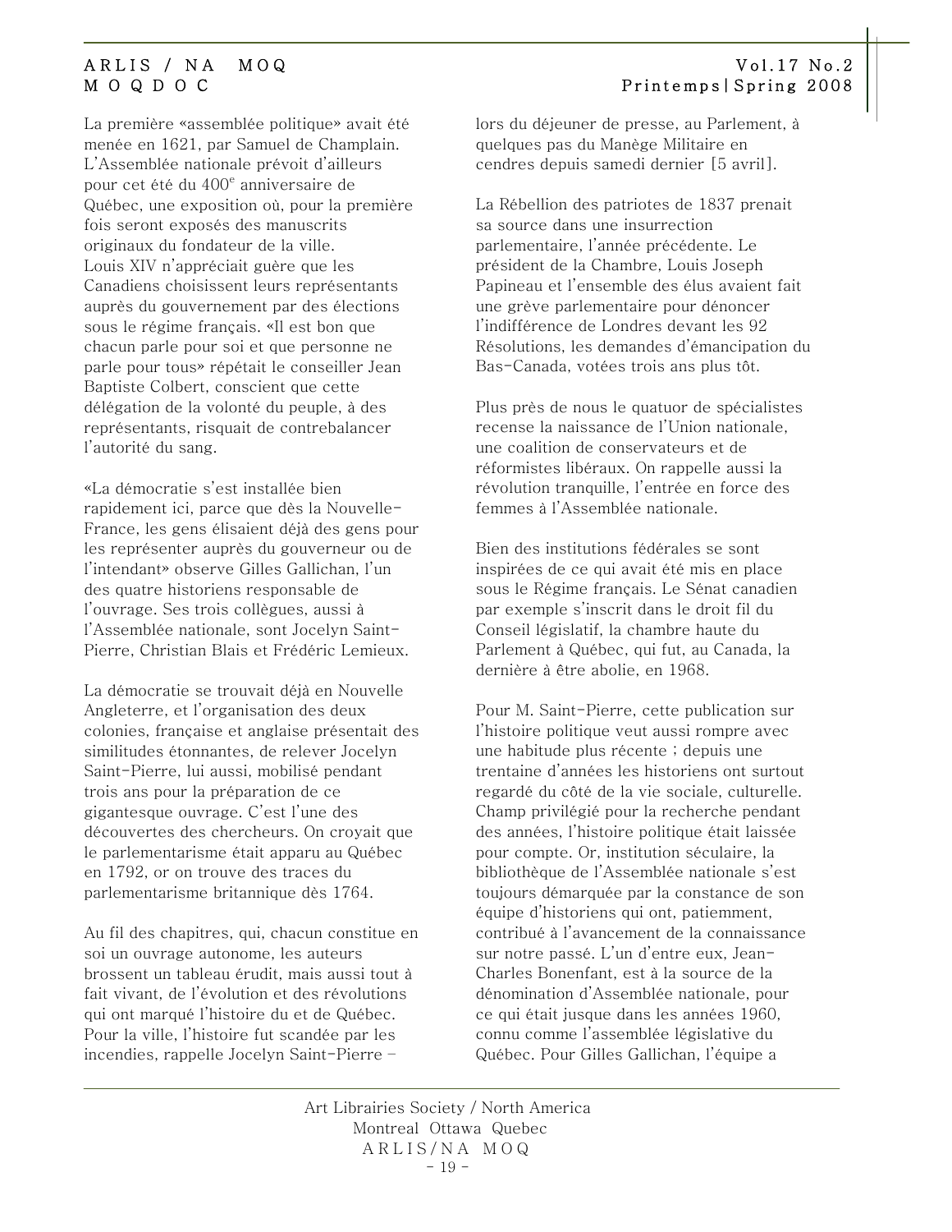La première «assemblée politique» avait été menée en 1621, par Samuel de Champlain. L'Assemblée nationale prévoit d'ailleurs pour cet été du 400e anniversaire de Québec, une exposition où, pour la première fois seront exposés des manuscrits originaux du fondateur de la ville. Louis XIV n'appréciait guère que les Canadiens choisissent leurs représentants auprès du gouvernement par des élections sous le régime français. «Il est bon que chacun parle pour soi et que personne ne parle pour tous» répétait le conseiller Jean Baptiste Colbert, conscient que cette délégation de la volonté du peuple, à des représentants, risquait de contrebalancer l'autorité du sang.

«La démocratie s'est installée bien rapidement ici, parce que dès la Nouvelle-France, les gens élisaient déjà des gens pour les représenter auprès du gouverneur ou de l'intendant» observe Gilles Gallichan, l'un des quatre historiens responsable de l'ouvrage. Ses trois collègues, aussi à l'Assemblée nationale, sont Jocelyn Saint-Pierre, Christian Blais et Frédéric Lemieux.

La démocratie se trouvait déjà en Nouvelle Angleterre, et l'organisation des deux colonies, française et anglaise présentait des similitudes étonnantes, de relever Jocelyn Saint-Pierre, lui aussi, mobilisé pendant trois ans pour la préparation de ce gigantesque ouvrage. C'est l'une des découvertes des chercheurs. On croyait que le parlementarisme était apparu au Québec en 1792, or on trouve des traces du parlementarisme britannique dès 1764.

Au fil des chapitres, qui, chacun constitue en soi un ouvrage autonome, les auteurs brossent un tableau érudit, mais aussi tout à fait vivant, de l'évolution et des révolutions qui ont marqué l'histoire du et de Québec. Pour la ville, l'histoire fut scandée par les incendies, rappelle Jocelyn Saint-Pierre – lors du déjeuner de presse, au Parlement, à quelques pas du Manège Militaire en cendres depuis samedi dernier [5 avril].

La Rébellion des patriotes de 1837 prenait sa source dans une insurrection parlementaire, l'année précédente. Le président de la Chambre, Louis Joseph Papineau et l'ensemble des élus avaient fait une grève parlementaire pour dénoncer l'indifférence de Londres devant les 92 Résolutions, les demandes d'émancipation du Bas-Canada, votées trois ans plus tôt.

Plus près de nous le quatuor de spécialistes recense la naissance de l'Union nationale, une coalition de conservateurs et de réformistes libéraux. On rappelle aussi la révolution tranquille, l'entrée en force des femmes à l'Assemblée nationale.

Bien des institutions fédérales se sont inspirées de ce qui avait été mis en place sous le Régime français. Le Sénat canadien par exemple s'inscrit dans le droit fil du Conseil législatif, la chambre haute du Parlement à Québec, qui fut, au Canada, la dernière à être abolie, en 1968.

Pour M. Saint-Pierre, cette publication sur l'histoire politique veut aussi rompre avec une habitude plus récente ; depuis une trentaine d'années les historiens ont surtout regardé du côté de la vie sociale, culturelle. Champ privilégié pour la recherche pendant des années, l'histoire politique était laissée pour compte. Or, institution séculaire, la bibliothèque de l'Assemblée nationale s'est toujours démarquée par la constance de son équipe d'historiens qui ont, patiemment, contribué à l'avancement de la connaissance sur notre passé. L'un d'entre eux, Jean-Charles Bonenfant, est à la source de la dénomination d'Assemblée nationale, pour ce qui était jusque dans les années 1960, connu comme l'assemblée législative du Québec. Pour Gilles Gallichan, l'équipe a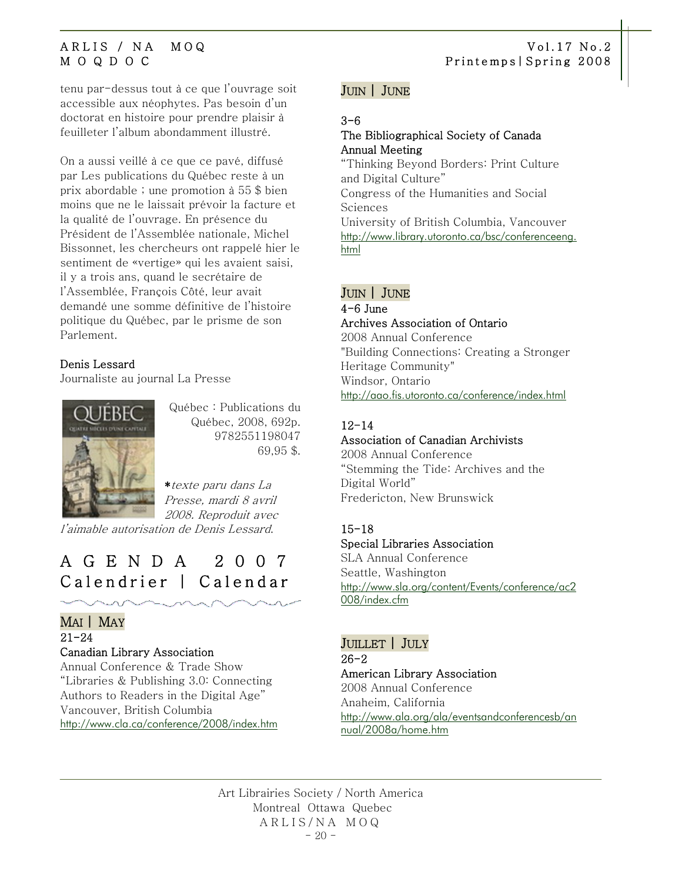tenu par-dessus tout à ce que l'ouvrage soit accessible aux néophytes. Pas besoin d'un doctorat en histoire pour prendre plaisir à feuilleter l'album abondamment illustré.

On a aussi veillé à ce que ce pavé, diffusé par Les publications du Québec reste à un prix abordable ; une promotion à 55 $ bien moins que ne le laissait prévoir la facture et la qualité de l'ouvrage. En présence du Président de l'Assemblée nationale, Michel Bissonnet, les chercheurs ont rappelé hier le sentiment de «vertige» qui les avaient saisi, il y a trois ans, quand le secrétaire de l'Assemblée, François Côté, leur avait demandé une somme définitive de l'histoire politique du Québec, par le prisme de son Parlement.

**Denis Lessard**
Journaliste au journal La Presse

Québec : Publications du Québec, 2008, 692p.
9782551198047
69,95 $.

**\***texte paru dans La Presse, mardi 8 avril 2008. Reproduit avec l'aimable autorisation de Denis Lessard.

# AGENDA 2007 Calendrier | Calendar

## MAI | MAY

**21-24**
**Canadian Library Association**
Annual Conference & Trade Show
"Libraries & Publishing 3.0: Connecting Authors to Readers in the Digital Age"
Vancouver, British Columbia
http://www.cla.ca/conference/2008/index.htm

## JUIN | JUNE

**3-6**
**The Bibliographical Society of Canada Annual Meeting**
"Thinking Beyond Borders: Print Culture and Digital Culture"
Congress of the Humanities and Social Sciences
University of British Columbia, Vancouver
http://www.library.utoronto.ca/bsc/conferenceeng.html

## JUIN | JUNE

**4-6 June**
**Archives Association of Ontario**
2008 Annual Conference
"Building Connections: Creating a Stronger Heritage Community"
Windsor, Ontario
http://aao.fis.utoronto.ca/conference/index.html

**12-14**
**Association of Canadian Archivists**
2008 Annual Conference
"Stemming the Tide: Archives and the Digital World"
Fredericton, New Brunswick

**15-18**
**Special Libraries Association**
SLA Annual Conference
Seattle, Washington
http://www.sla.org/content/Events/conference/ac2008/index.cfm

## JUILLET | JULY

**26-2**
**American Library Association**
2008 Annual Conference
Anaheim, California
http://www.ala.org/ala/eventsandconferencesb/annual/2008a/home.htm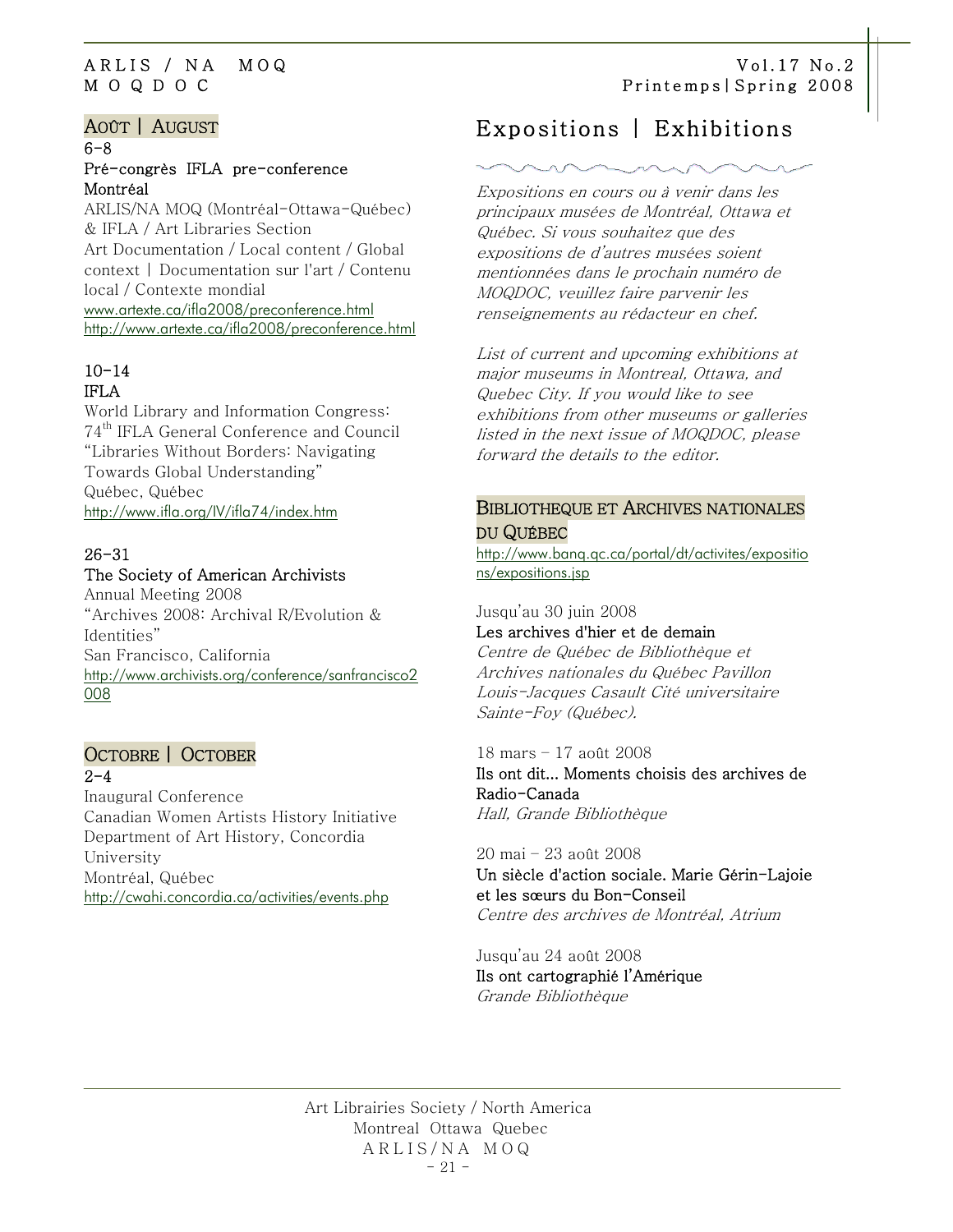## Août | August

**6-8**
**Pré-congrès IFLA pre-conference**
**Montréal**
ARLIS/NA MOQ (Montréal-Ottawa-Québec) & IFLA / Art Libraries Section
Art Documentation / Local content / Global context | Documentation sur l'art / Contenu local / Contexte mondial
www.artexte.ca/ifla2008/preconference.html
http://www.artexte.ca/ifla2008/preconference.html

**10-14**
**IFLA**
World Library and Information Congress: 74th IFLA General Conference and Council
"Libraries Without Borders: Navigating Towards Global Understanding"
Québec, Québec
http://www.ifla.org/IV/ifla74/index.htm

**26-31**
**The Society of American Archivists**
Annual Meeting 2008
"Archives 2008: Archival R/Evolution & Identities"
San Francisco, California
http://www.archivists.org/conference/sanfrancisco2008

## Octobre | October

**2-4**
Inaugural Conference
Canadian Women Artists History Initiative
Department of Art History, Concordia University
Montréal, Québec
http://cwahi.concordia.ca/activities/events.php

# Expositions | Exhibitions

*Expositions en cours ou à venir dans les principaux musées de Montréal, Ottawa et Québec. Si vous souhaitez que des expositions d'autres musées soient mentionnées dans le prochain numéro de MOQDOC, veuillez faire parvenir les renseignements au rédacteur en chef.*

*List of current and upcoming exhibitions at major museums in Montreal, Ottawa, and Quebec City. If you would like to see exhibitions from other museums or galleries listed in the next issue of MOQDOC, please forward the details to the editor.*

## Bibliotheque et Archives nationales du Québec

http://www.banq.qc.ca/portal/dt/activites/expositions/expositions.jsp

Jusqu'au 30 juin 2008
**Les archives d'hier et de demain**
*Centre de Québec de Bibliothèque et Archives nationales du Québec Pavillon Louis-Jacques Casault Cité universitaire Sainte-Foy (Québec).*

18 mars – 17 août 2008
**Ils ont dit... Moments choisis des archives de Radio-Canada**
*Hall, Grande Bibliothèque*

20 mai – 23 août 2008
**Un siècle d'action sociale. Marie Gérin-Lajoie et les sœurs du Bon-Conseil**
*Centre des archives de Montréal, Atrium*

Jusqu'au 24 août 2008
**Ils ont cartographié l'Amérique**
*Grande Bibliothèque*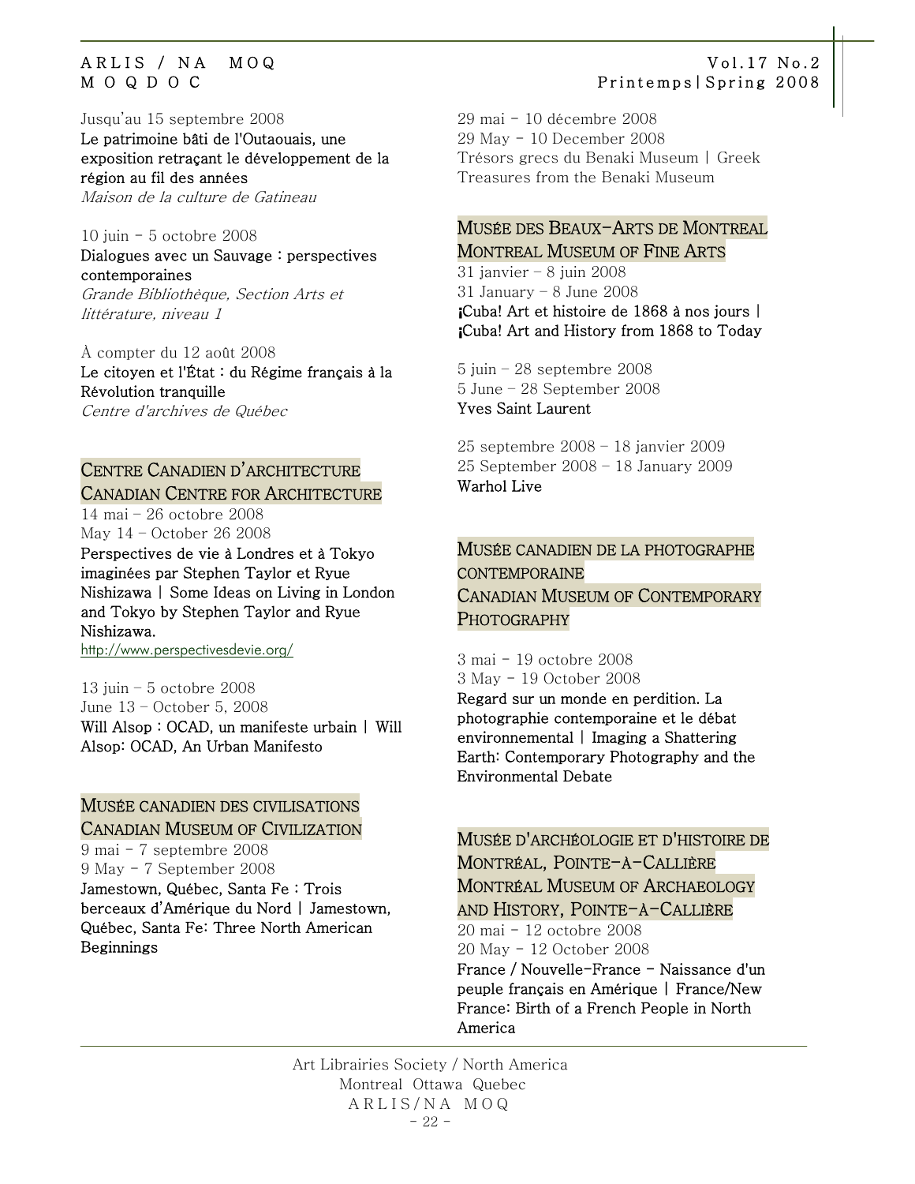Jusqu'au 15 septembre 2008
**Le patrimoine bâti de l'Outaouais, une exposition retraçant le développement de la région au fil des années**
*Maison de la culture de Gatineau*

10 juin - 5 octobre 2008
**Dialogues avec un Sauvage : perspectives contemporaines**
*Grande Bibliothèque, Section Arts et littérature, niveau 1*

À compter du 12 août 2008
**Le citoyen et l'État : du Régime français à la Révolution tranquille**
*Centre d'archives de Québec*

## Centre Canadien d'architecture / Canadian Centre for Architecture

14 mai – 26 octobre 2008
May 14 – October 26 2008
**Perspectives de vie à Londres et à Tokyo imaginées par Stephen Taylor et Ryue Nishizawa | Some Ideas on Living in London and Tokyo by Stephen Taylor and Ryue Nishizawa.**
http://www.perspectivesdevie.org/

13 juin – 5 octobre 2008
June 13 – October 5, 2008
**Will Alsop : OCAD, un manifeste urbain | Will Alsop: OCAD, An Urban Manifesto**

## Musée canadien des civilisations / Canadian Museum of Civilization

9 mai - 7 septembre 2008
9 May - 7 September 2008
**Jamestown, Québec, Santa Fe : Trois berceaux d'Amérique du Nord | Jamestown, Québec, Santa Fe: Three North American Beginnings**

29 mai - 10 décembre 2008
29 May - 10 December 2008
Trésors grecs du Benaki Museum | Greek Treasures from the Benaki Museum

## Musée des Beaux-Arts de Montreal / Montreal Museum of Fine Arts

31 janvier – 8 juin 2008
31 January – 8 June 2008
**¡Cuba! Art et histoire de 1868 à nos jours | ¡Cuba! Art and History from 1868 to Today**

5 juin – 28 septembre 2008
5 June – 28 September 2008
**Yves Saint Laurent**

25 septembre 2008 – 18 janvier 2009
25 September 2008 – 18 January 2009
**Warhol Live**

## Musée canadien de la photographe contemporaine / Canadian Museum of Contemporary Photography

3 mai - 19 octobre 2008
3 May - 19 October 2008
**Regard sur un monde en perdition. La photographie contemporaine et le débat environnemental | Imaging a Shattering Earth: Contemporary Photography and the Environmental Debate**

## Musée d'archéologie et d'histoire de Montréal, Pointe-à-Callière / Montréal Museum of Archaeology and History, Pointe-à-Callière

20 mai - 12 octobre 2008
20 May - 12 October 2008
**France / Nouvelle-France - Naissance d'un peuple français en Amérique | France/New France: Birth of a French People in North America**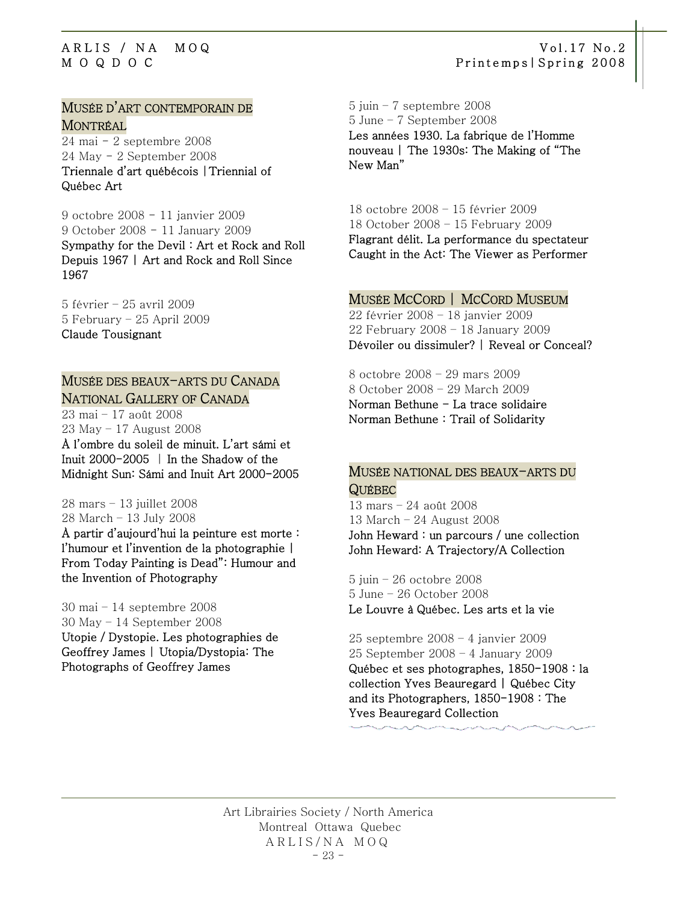### Musée d'art contemporain de Montréal

24 mai - 2 septembre 2008
24 May - 2 September 2008
**Triennale d'art québécois |Triennial of Québec Art**

9 octobre 2008 - 11 janvier 2009
9 October 2008 - 11 January 2009
**Sympathy for the Devil : Art et Rock and Roll Depuis 1967 | Art and Rock and Roll Since 1967**

5 février – 25 avril 2009
5 February – 25 April 2009
**Claude Tousignant**

### Musée des beaux-arts du Canada National Gallery of Canada

23 mai – 17 août 2008
23 May – 17 August 2008
**À l'ombre du soleil de minuit. L'art sámi et Inuit 2000-2005 | In the Shadow of the Midnight Sun: Sámi and Inuit Art 2000-2005**

28 mars – 13 juillet 2008
28 March – 13 July 2008
**À partir d'aujourd'hui la peinture est morte : l'humour et l'invention de la photographie | From Today Painting is Dead": Humour and the Invention of Photography**

30 mai – 14 septembre 2008
30 May – 14 September 2008
**Utopie / Dystopie. Les photographies de Geoffrey James | Utopia/Dystopia: The Photographs of Geoffrey James**

5 juin – 7 septembre 2008
5 June – 7 September 2008
**Les années 1930. La fabrique de l'Homme nouveau | The 1930s: The Making of "The New Man"**

18 octobre 2008 – 15 février 2009
18 October 2008 – 15 February 2009
**Flagrant délit. La performance du spectateur Caught in the Act: The Viewer as Performer**

### Musée McCord | McCord Museum

22 février 2008 – 18 janvier 2009
22 February 2008 – 18 January 2009
**Dévoiler ou dissimuler? | Reveal or Conceal?**

8 octobre 2008 – 29 mars 2009
8 October 2008 – 29 March 2009
**Norman Bethune - La trace solidaire**
**Norman Bethune : Trail of Solidarity**

### Musée national des beaux-arts du Québec

13 mars – 24 août 2008
13 March – 24 August 2008
**John Heward : un parcours / une collection**
**John Heward: A Trajectory/A Collection**

5 juin – 26 octobre 2008
5 June – 26 October 2008
**Le Louvre à Québec. Les arts et la vie**

25 septembre 2008 – 4 janvier 2009
25 September 2008 – 4 January 2009
**Québec et ses photographes, 1850-1908 : la collection Yves Beauregard | Québec City and its Photographers, 1850-1908 : The Yves Beauregard Collection**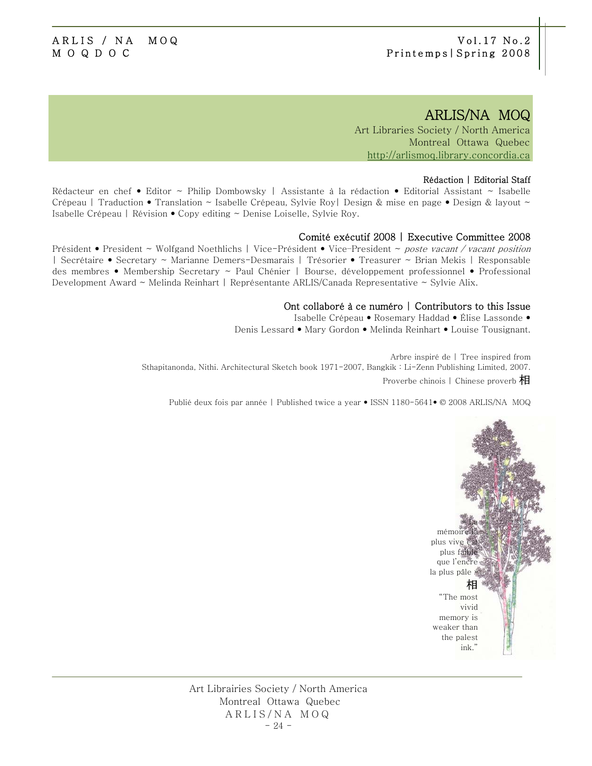# ARLIS/NA MOQ

Art Libraries Society / North America
Montreal Ottawa Quebec
http://arlismoq.library.concordia.ca

### Rédaction | Editorial Staff

Rédacteur en chef • Editor ~ Philip Dombowsky | Assistante à la rédaction • Editorial Assistant ~ Isabelle Crépeau | Traduction • Translation ~ Isabelle Crépeau, Sylvie Roy| Design & mise en page • Design & layout ~ Isabelle Crépeau | Révision • Copy editing ~ Denise Loiselle, Sylvie Roy.

### Comité exécutif 2008 | Executive Committee 2008

Président • President ~ Wolfgand Noethlichs | Vice-Président • Vice-President ~ *poste vacant / vacant position* | Secrétaire • Secretary ~ Marianne Demers-Desmarais | Trésorier • Treasurer ~ Brian Mekis | Responsable des membres • Membership Secretary ~ Paul Chénier | Bourse, développement professionnel • Professional Development Award ~ Melinda Reinhart | Représentante ARLIS/Canada Representative ~ Sylvie Alix.

### Ont collaboré à ce numéro | Contributors to this Issue

Isabelle Crépeau • Rosemary Haddad • Élise Lassonde • Denis Lessard • Mary Gordon • Melinda Reinhart • Louise Tousignant.

Arbre inspiré de | Tree inspired from
Sthapitanonda, Nithi. Architectural Sketch book 1971-2007, Bangkik : Li-Zenn Publishing Limited, 2007.
Proverbe chinois | Chinese proverb 相

Publié deux fois par année | Published twice a year • ISSN 1180-5641• © 2008 ARLIS/NA MOQ

« La mémoire la plus vive est plus faible que l'encre la plus pâle »

相

"The most vivid memory is weaker than the palest ink."

Art Librairies Society / North America
Montreal Ottawa Quebec
ARLIS/NA MOQ